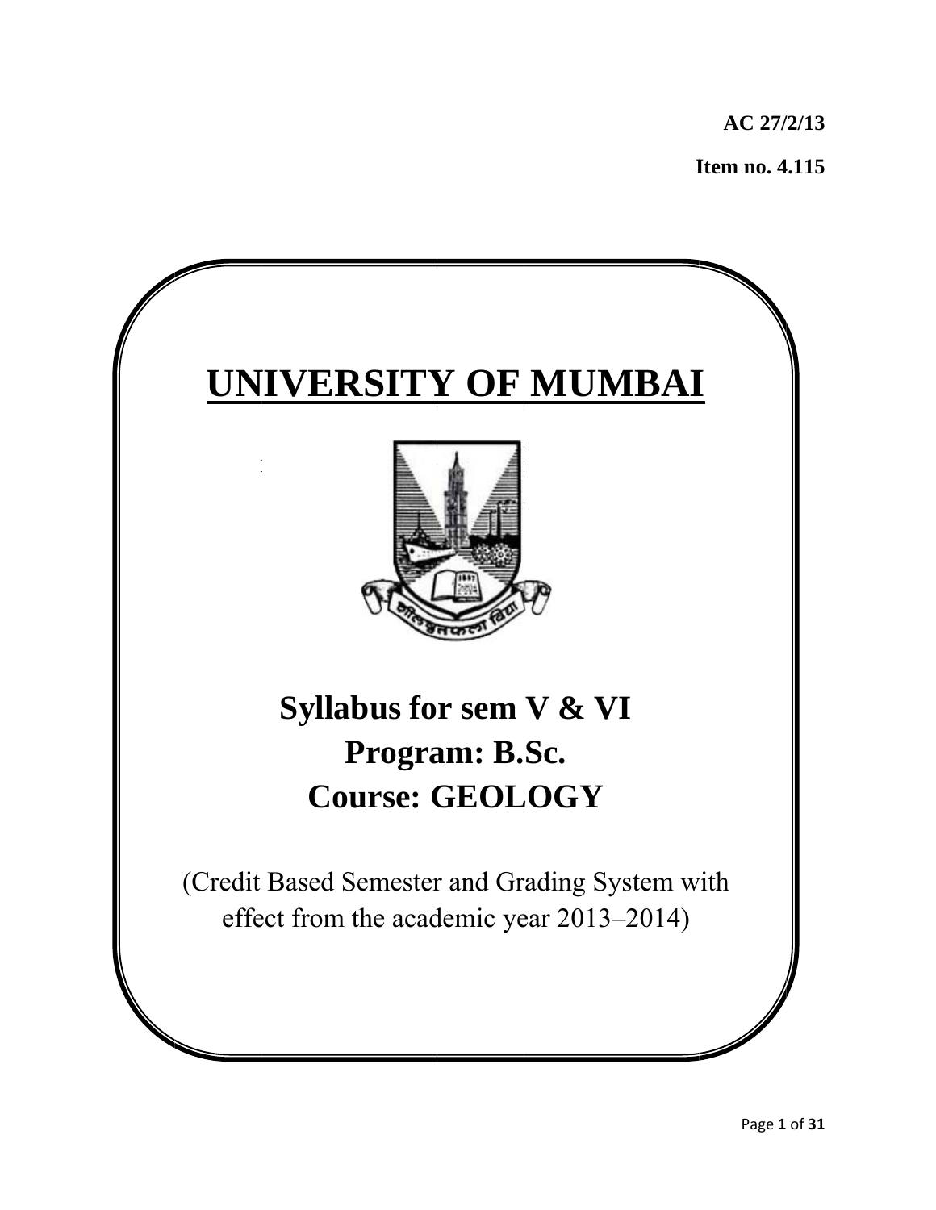**AC 27/2/13**

**Item no. 4.115**

# UNIVERSITY OF MUMBAI

## Syllabus for sem V & VI
## Program: B.Sc.
## Course: GEOLOGY

(Credit Based Semester and Grading System with effect from the academic year 2013–2014)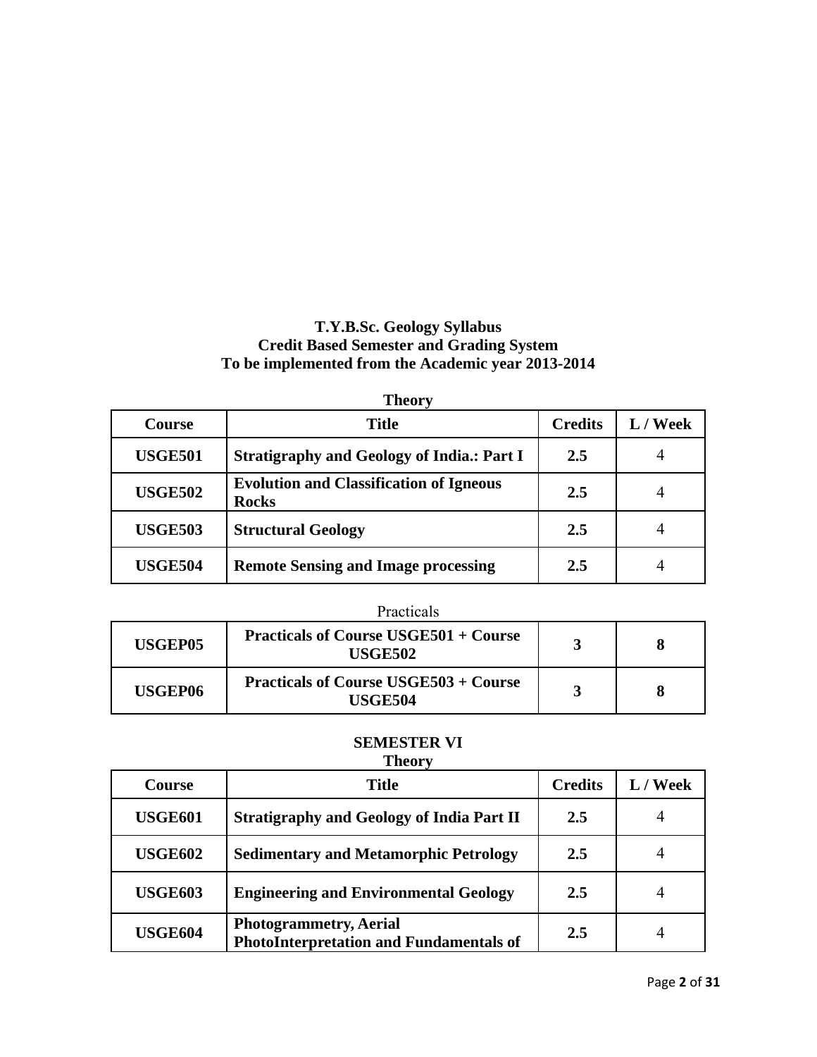**T.Y.B.Sc. Geology Syllabus**
**Credit Based Semester and Grading System**
**To be implemented from the Academic year 2013-2014**

**Theory**

| Course | Title | Credits | L / Week |
|---|---|---|---|
| **USGE501** | **Stratigraphy and Geology of India.: Part I** | **2.5** | 4 |
| **USGE502** | **Evolution and Classification of Igneous Rocks** | **2.5** | 4 |
| **USGE503** | **Structural Geology** | **2.5** | 4 |
| **USGE504** | **Remote Sensing and Image processing** | **2.5** | 4 |

Practicals

| | | | |
|---|---|---|---|
| **USGEP05** | **Practicals of Course USGE501 + Course USGE502** | **3** | **8** |
| **USGEP06** | **Practicals of Course USGE503 + Course USGE504** | **3** | **8** |

**SEMESTER VI**

**Theory**

| Course | Title | Credits | L / Week |
|---|---|---|---|
| **USGE601** | **Stratigraphy and Geology of India Part II** | **2.5** | 4 |
| **USGE602** | **Sedimentary and Metamorphic Petrology** | **2.5** | 4 |
| **USGE603** | **Engineering and Environmental Geology** | **2.5** | 4 |
| **USGE604** | **Photogrammetry, Aerial PhotoInterpretation and Fundamentals of** | **2.5** | 4 |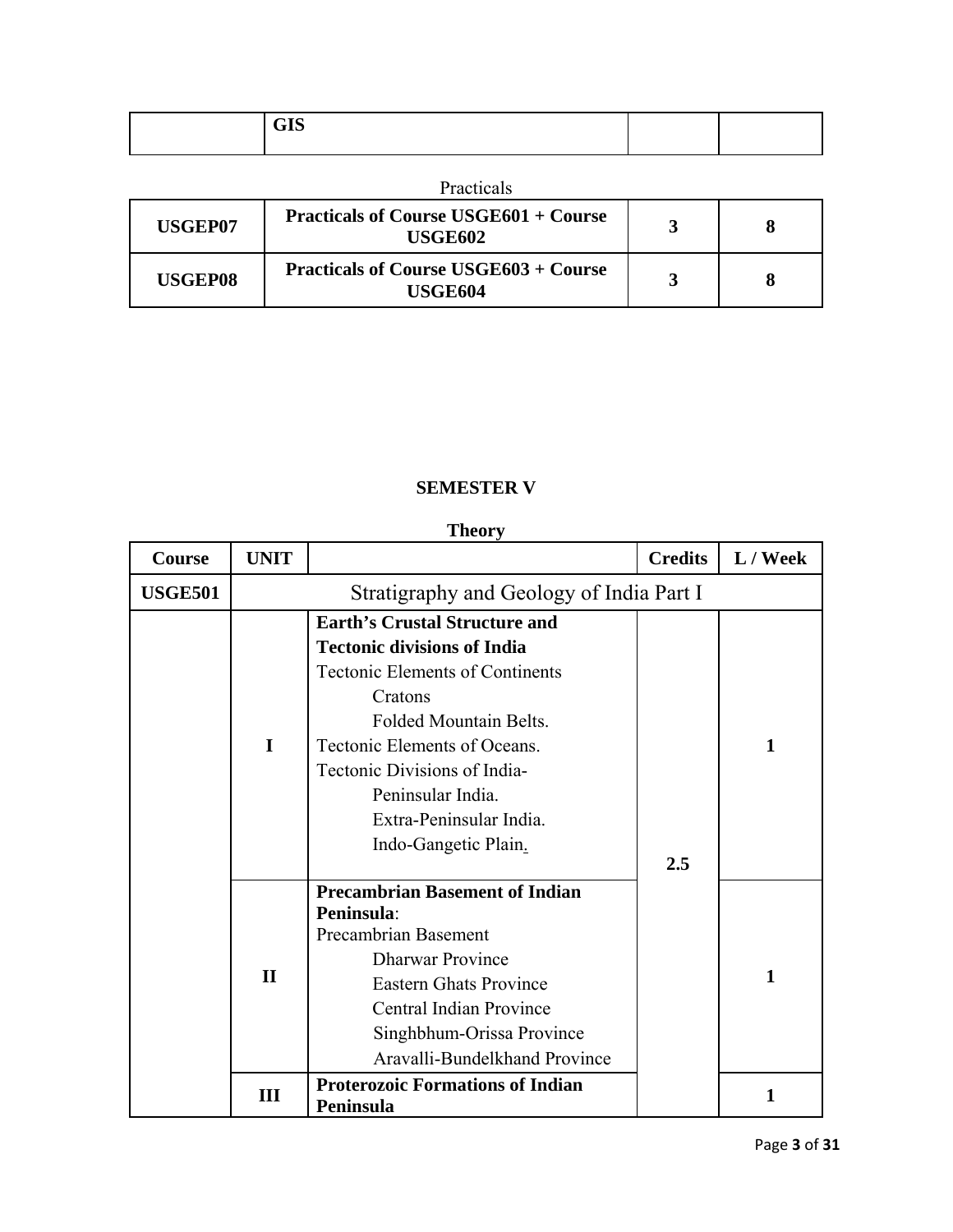|  | GIS |  |  |
|---|---|---|---|

Practicals

| USGEP07 | Practicals of Course USGE601 + Course USGE602 | 3 | 8 |
|---|---|---|---|
| USGEP08 | Practicals of Course USGE603 + Course USGE604 | 3 | 8 |

## SEMESTER V

**Theory**

| Course | UNIT |  | Credits | L / Week |
|---|---|---|---|---|
| USGE501 | Stratigraphy and Geology of India Part I | | | |
|  | I | **Earth's Crustal Structure and Tectonic divisions of India**<br>Tectonic Elements of Continents<br>Cratons<br>Folded Mountain Belts.<br>Tectonic Elements of Oceans.<br>Tectonic Divisions of India-<br>Peninsular India.<br>Extra-Peninsular India.<br>Indo-Gangetic Plain. | 2.5 | 1 |
|  | II | **Precambrian Basement of Indian Peninsula**:<br>Precambrian Basement<br>Dharwar Province<br>Eastern Ghats Province<br>Central Indian Province<br>Singhbhum-Orissa Province<br>Aravalli-Bundelkhand Province |  | 1 |
|  | III | **Proterozoic Formations of Indian Peninsula** |  | 1 |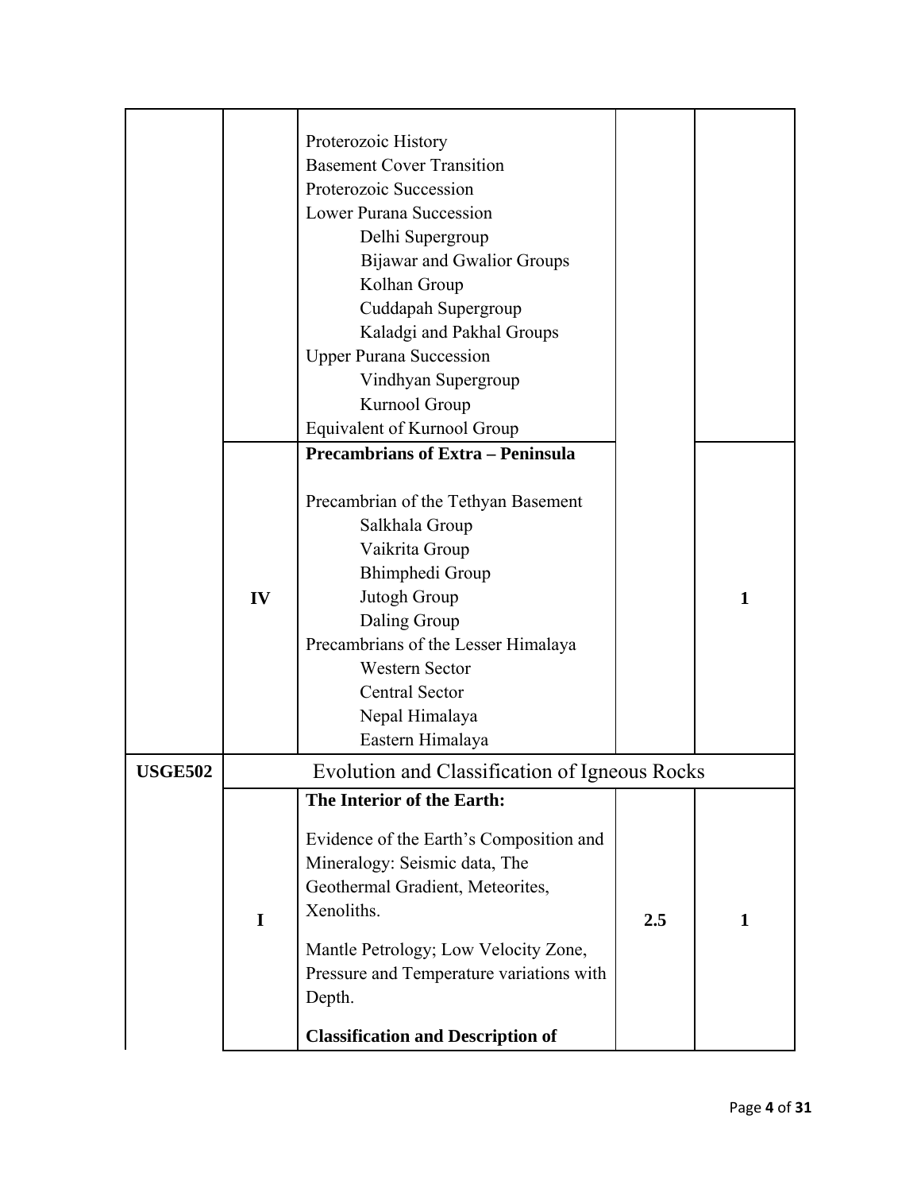| | | | | |
|---|---|---|---|---|
| | | Proterozoic History<br>Basement Cover Transition<br>Proterozoic Succession<br>Lower Purana Succession<br>&nbsp;&nbsp;&nbsp;&nbsp;Delhi Supergroup<br>&nbsp;&nbsp;&nbsp;&nbsp;Bijawar and Gwalior Groups<br>&nbsp;&nbsp;&nbsp;&nbsp;Kolhan Group<br>&nbsp;&nbsp;&nbsp;&nbsp;Cuddapah Supergroup<br>&nbsp;&nbsp;&nbsp;&nbsp;Kaladgi and Pakhal Groups<br>Upper Purana Succession<br>&nbsp;&nbsp;&nbsp;&nbsp;Vindhyan Supergroup<br>&nbsp;&nbsp;&nbsp;&nbsp;Kurnool Group<br>Equivalent of Kurnool Group | | |
| | **IV** | **Precambrians of Extra – Peninsula**<br><br>Precambrian of the Tethyan Basement<br>&nbsp;&nbsp;&nbsp;&nbsp;Salkhala Group<br>&nbsp;&nbsp;&nbsp;&nbsp;Vaikrita Group<br>&nbsp;&nbsp;&nbsp;&nbsp;Bhimphedi Group<br>&nbsp;&nbsp;&nbsp;&nbsp;Jutogh Group<br>&nbsp;&nbsp;&nbsp;&nbsp;Daling Group<br>Precambrians of the Lesser Himalaya<br>&nbsp;&nbsp;&nbsp;&nbsp;Western Sector<br>&nbsp;&nbsp;&nbsp;&nbsp;Central Sector<br>&nbsp;&nbsp;&nbsp;&nbsp;Nepal Himalaya<br>&nbsp;&nbsp;&nbsp;&nbsp;Eastern Himalaya | | **1** |
| **USGE502** | Evolution and Classification of Igneous Rocks | | | |
| | **I** | **The Interior of the Earth:**<br><br>Evidence of the Earth's Composition and Mineralogy: Seismic data, The Geothermal Gradient, Meteorites, Xenoliths.<br><br>Mantle Petrology; Low Velocity Zone, Pressure and Temperature variations with Depth.<br><br>**Classification and Description of** | **2.5** | **1** |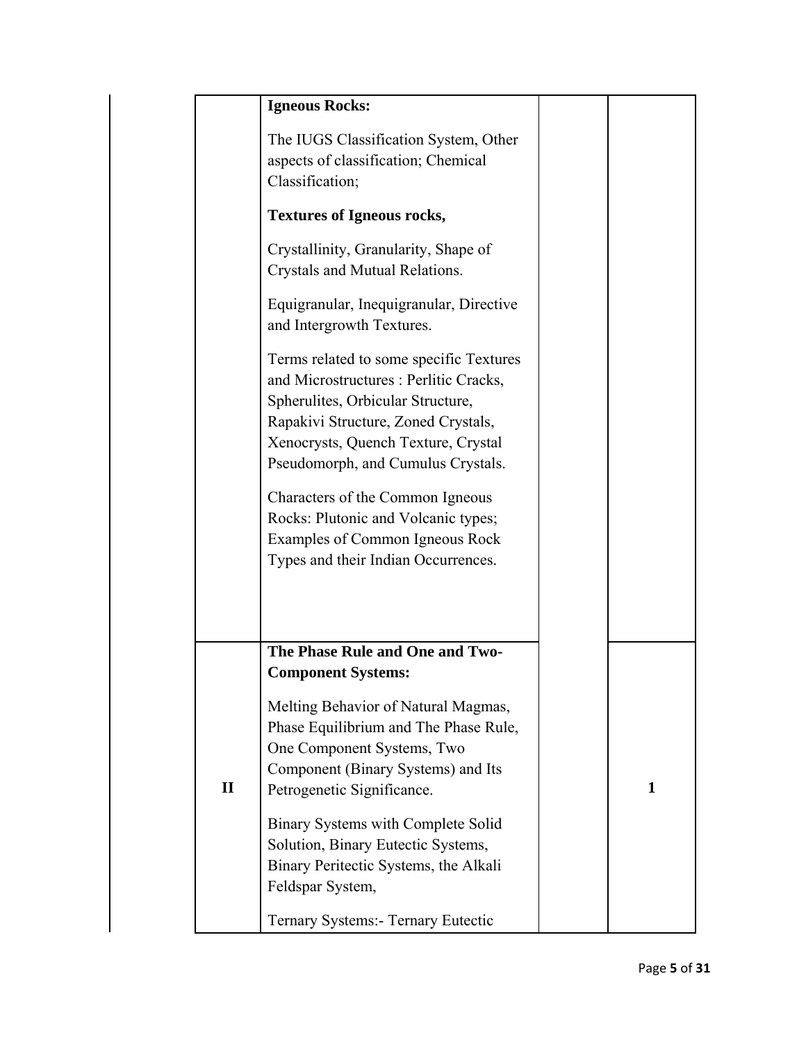|  |  |  |  |
|---|---|---|---|
|  | **Igneous Rocks:**<br><br>The IUGS Classification System, Other aspects of classification; Chemical Classification;<br><br>**Textures of Igneous rocks,**<br><br>Crystallinity, Granularity, Shape of Crystals and Mutual Relations.<br><br>Equigranular, Inequigranular, Directive and Intergrowth Textures.<br><br>Terms related to some specific Textures and Microstructures : Perlitic Cracks, Spherulites, Orbicular Structure, Rapakivi Structure, Zoned Crystals, Xenocrysts, Quench Texture, Crystal Pseudomorph, and Cumulus Crystals.<br><br>Characters of the Common Igneous Rocks: Plutonic and Volcanic types; Examples of Common Igneous Rock Types and their Indian Occurrences. |  |  |
| **II** | **The Phase Rule and One and Two-Component Systems:**<br><br>Melting Behavior of Natural Magmas, Phase Equilibrium and The Phase Rule, One Component Systems, Two Component (Binary Systems) and Its Petrogenetic Significance.<br><br>Binary Systems with Complete Solid Solution, Binary Eutectic Systems, Binary Peritectic Systems, the Alkali Feldspar System,<br><br>Ternary Systems:- Ternary Eutectic |  | **1** |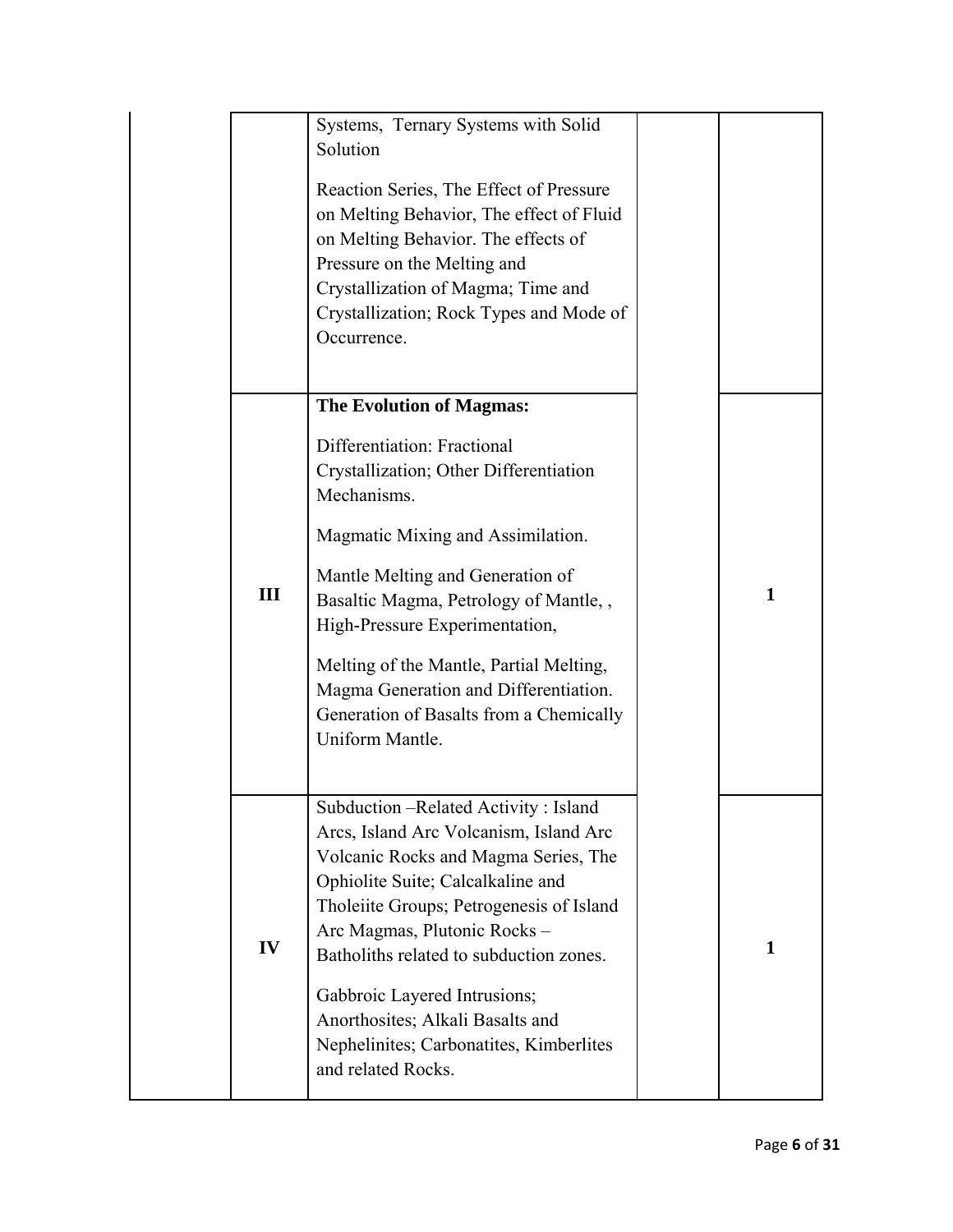|  |  |  |  |  |
|---|---|---|---|---|
|  |  | Systems, Ternary Systems with Solid Solution<br><br>Reaction Series, The Effect of Pressure on Melting Behavior, The effect of Fluid on Melting Behavior. The effects of Pressure on the Melting and Crystallization of Magma; Time and Crystallization; Rock Types and Mode of Occurrence. |  |  |
|  | **III** | **The Evolution of Magmas:**<br><br>Differentiation: Fractional Crystallization; Other Differentiation Mechanisms.<br><br>Magmatic Mixing and Assimilation.<br><br>Mantle Melting and Generation of Basaltic Magma, Petrology of Mantle, , High-Pressure Experimentation,<br><br>Melting of the Mantle, Partial Melting, Magma Generation and Differentiation. Generation of Basalts from a Chemically Uniform Mantle. |  | **1** |
|  | **IV** | Subduction –Related Activity : Island Arcs, Island Arc Volcanism, Island Arc Volcanic Rocks and Magma Series, The Ophiolite Suite; Calcalkaline and Tholeiite Groups; Petrogenesis of Island Arc Magmas, Plutonic Rocks – Batholiths related to subduction zones.<br><br>Gabbroic Layered Intrusions; Anorthosites; Alkali Basalts and Nephelinites; Carbonatites, Kimberlites and related Rocks. |  | **1** |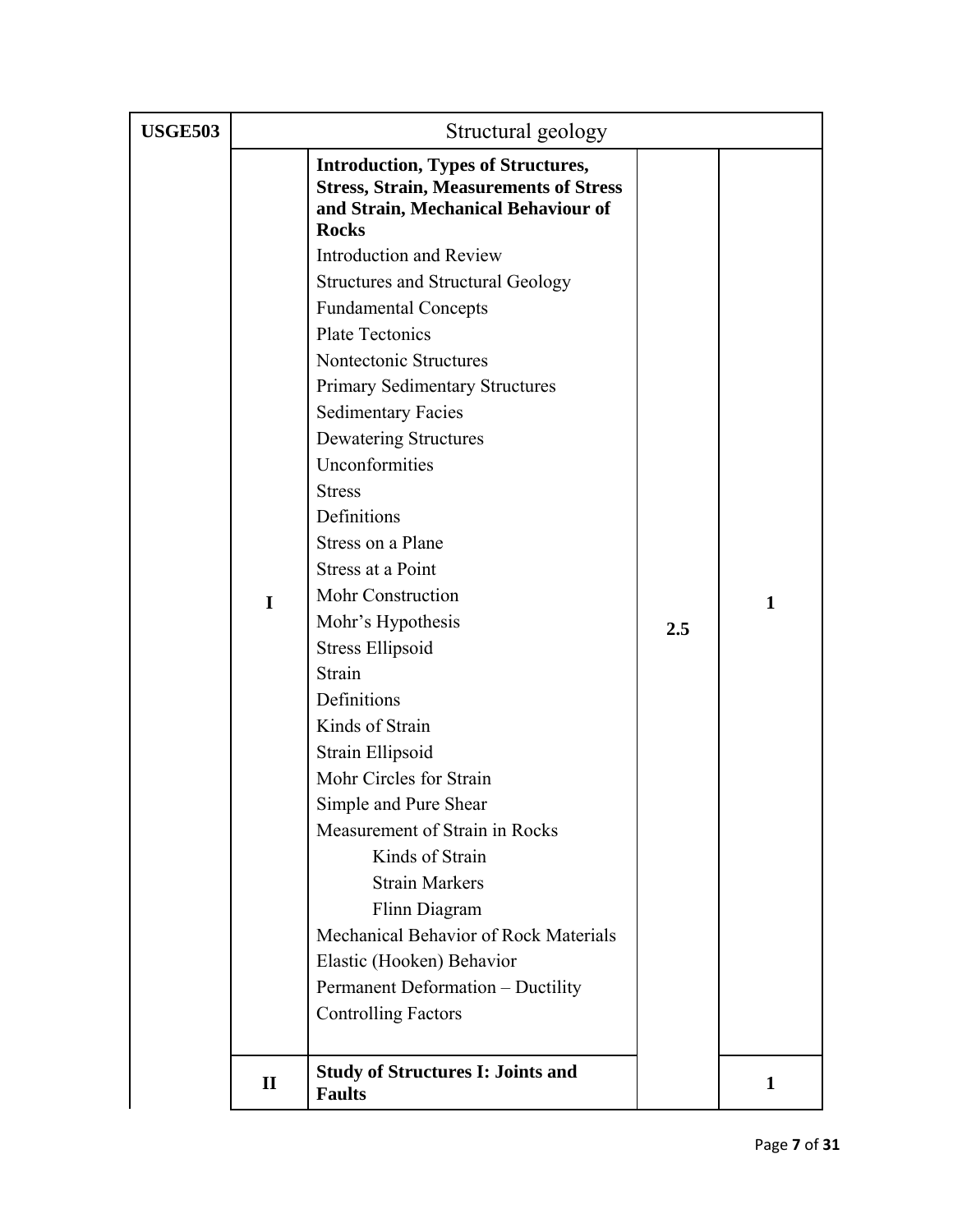| USGE503 | Structural geology | | | |
|---|---|---|---|---|
| | I | **Introduction, Types of Structures, Stress, Strain, Measurements of Stress and Strain, Mechanical Behaviour of Rocks**<br>Introduction and Review<br>Structures and Structural Geology<br>Fundamental Concepts<br>Plate Tectonics<br>Nontectonic Structures<br>Primary Sedimentary Structures<br>Sedimentary Facies<br>Dewatering Structures<br>Unconformities<br>Stress<br>Definitions<br>Stress on a Plane<br>Stress at a Point<br>Mohr Construction<br>Mohr's Hypothesis<br>Stress Ellipsoid<br>Strain<br>Definitions<br>Kinds of Strain<br>Strain Ellipsoid<br>Mohr Circles for Strain<br>Simple and Pure Shear<br>Measurement of Strain in Rocks<br>&nbsp;&nbsp;&nbsp;&nbsp;Kinds of Strain<br>&nbsp;&nbsp;&nbsp;&nbsp;Strain Markers<br>&nbsp;&nbsp;&nbsp;&nbsp;Flinn Diagram<br>Mechanical Behavior of Rock Materials<br>Elastic (Hooken) Behavior<br>Permanent Deformation – Ductility<br>Controlling Factors | 2.5 | 1 |
| | II | **Study of Structures I: Joints and Faults** | | 1 |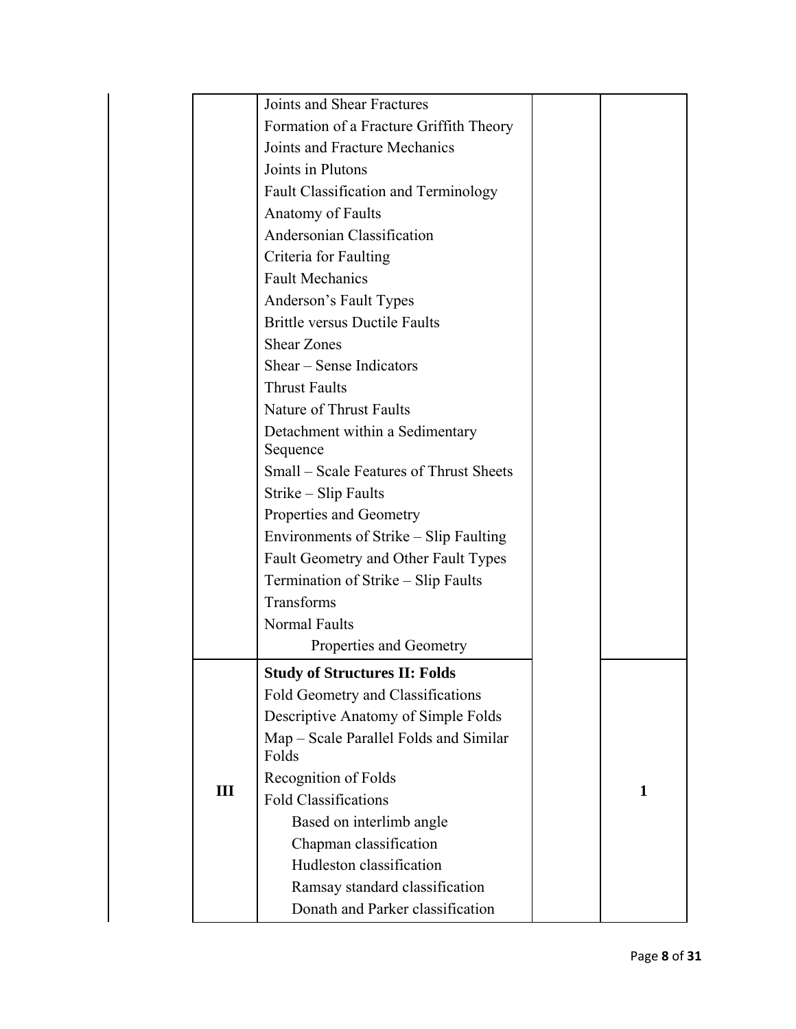|  |  |  |  |
|---|---|---|---|
|  | Joints and Shear Fractures<br>Formation of a Fracture Griffith Theory<br>Joints and Fracture Mechanics<br>Joints in Plutons<br>Fault Classification and Terminology<br>Anatomy of Faults<br>Andersonian Classification<br>Criteria for Faulting<br>Fault Mechanics<br>Anderson's Fault Types<br>Brittle versus Ductile Faults<br>Shear Zones<br>Shear – Sense Indicators<br>Thrust Faults<br>Nature of Thrust Faults<br>Detachment within a Sedimentary Sequence<br>Small – Scale Features of Thrust Sheets<br>Strike – Slip Faults<br>Properties and Geometry<br>Environments of Strike – Slip Faulting<br>Fault Geometry and Other Fault Types<br>Termination of Strike – Slip Faults<br>Transforms<br>Normal Faults<br>Properties and Geometry |  |  |
| III | **Study of Structures II: Folds**<br>Fold Geometry and Classifications<br>Descriptive Anatomy of Simple Folds<br>Map – Scale Parallel Folds and Similar Folds<br>Recognition of Folds<br>Fold Classifications<br>Based on interlimb angle<br>Chapman classification<br>Hudleston classification<br>Ramsay standard classification<br>Donath and Parker classification |  | 1 |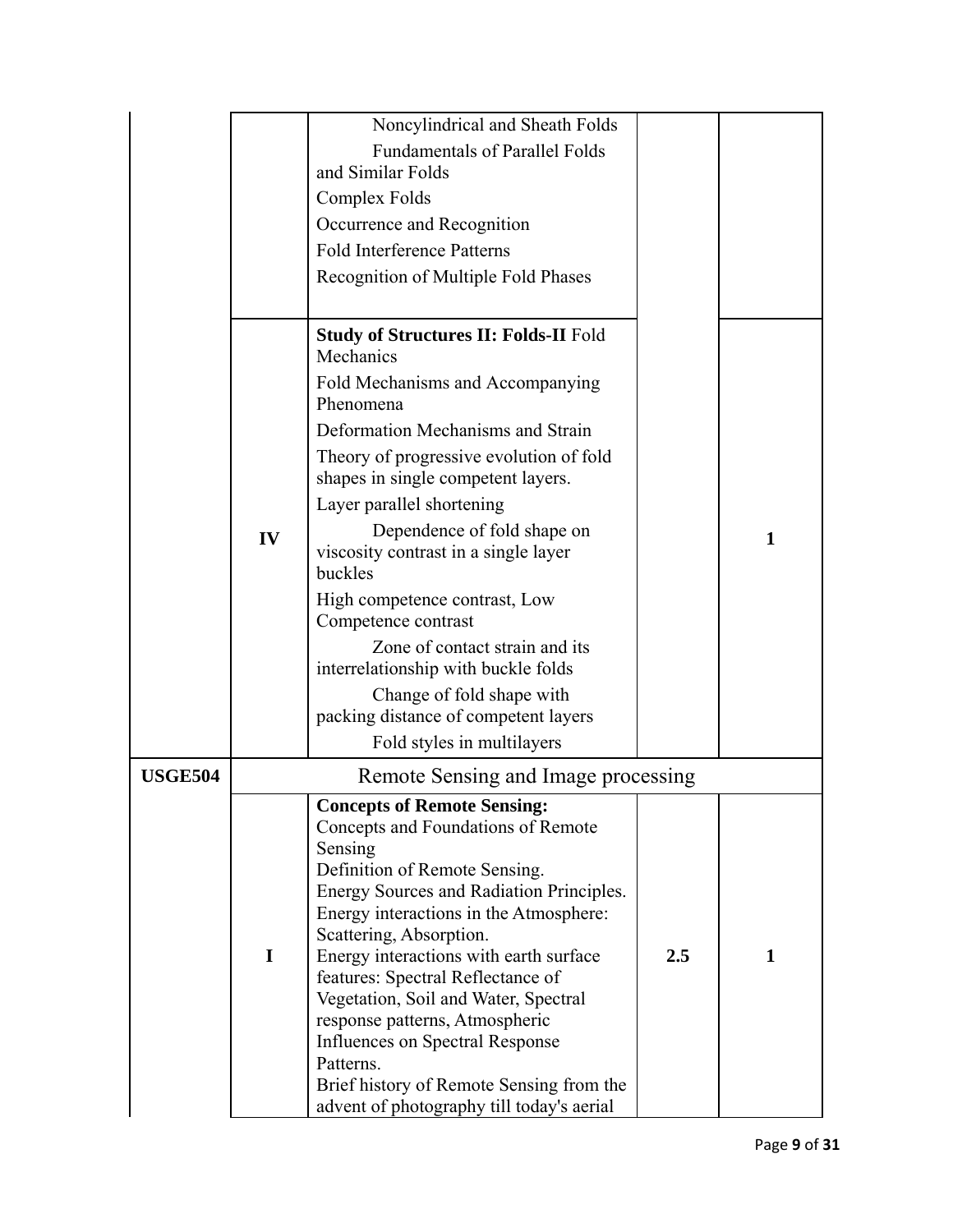| | | | | |
|---|---|---|---|---|
| | | Noncylindrical and Sheath Folds<br>Fundamentals of Parallel Folds and Similar Folds<br>Complex Folds<br>Occurrence and Recognition<br>Fold Interference Patterns<br>Recognition of Multiple Fold Phases | | |
| | IV | **Study of Structures II: Folds-II** Fold Mechanics<br>Fold Mechanisms and Accompanying Phenomena<br>Deformation Mechanisms and Strain<br>Theory of progressive evolution of fold shapes in single competent layers.<br>Layer parallel shortening<br>Dependence of fold shape on viscosity contrast in a single layer buckles<br>High competence contrast, Low Competence contrast<br>Zone of contact strain and its interrelationship with buckle folds<br>Change of fold shape with packing distance of competent layers<br>Fold styles in multilayers | | 1 |
| **USGE504** | Remote Sensing and Image processing | | | |
| | I | **Concepts of Remote Sensing:**<br>Concepts and Foundations of Remote Sensing<br>Definition of Remote Sensing.<br>Energy Sources and Radiation Principles.<br>Energy interactions in the Atmosphere: Scattering, Absorption.<br>Energy interactions with earth surface features: Spectral Reflectance of Vegetation, Soil and Water, Spectral response patterns, Atmospheric Influences on Spectral Response Patterns.<br>Brief history of Remote Sensing from the advent of photography till today's aerial | **2.5** | **1** |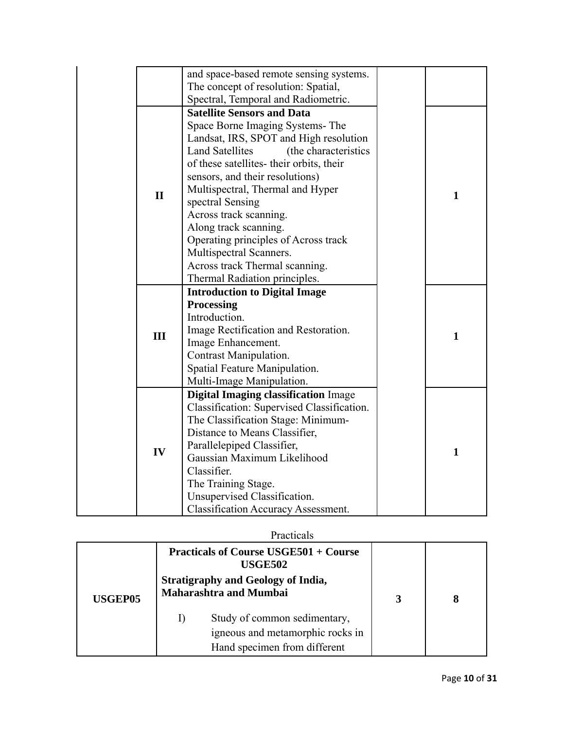| | | | | |
|---|---|---|---|---|
| | | and space-based remote sensing systems. The concept of resolution: Spatial, Spectral, Temporal and Radiometric. | | |
| | II | **Satellite Sensors and Data**<br>Space Borne Imaging Systems- The Landsat, IRS, SPOT and High resolution Land Satellites (the characteristics of these satellites- their orbits, their sensors, and their resolutions)<br>Multispectral, Thermal and Hyper spectral Sensing<br>Across track scanning.<br>Along track scanning.<br>Operating principles of Across track Multispectral Scanners.<br>Across track Thermal scanning.<br>Thermal Radiation principles. | | **1** |
| | III | **Introduction to Digital Image Processing**<br>Introduction.<br>Image Rectification and Restoration.<br>Image Enhancement.<br>Contrast Manipulation.<br>Spatial Feature Manipulation.<br>Multi-Image Manipulation. | | **1** |
| | IV | **Digital Imaging classification** Image Classification: Supervised Classification.<br>The Classification Stage: Minimum-Distance to Means Classifier,<br>Parallelepiped Classifier,<br>Gaussian Maximum Likelihood Classifier.<br>The Training Stage.<br>Unsupervised Classification.<br>Classification Accuracy Assessment. | | **1** |

Practicals

| | | | |
|---|---|---|---|
| **USGEP05** | **Practicals of Course USGE501 + Course USGE502**<br>**Stratigraphy and Geology of India, Maharashtra and Mumbai**<br>I) Study of common sedimentary, igneous and metamorphic rocks in Hand specimen from different | **3** | **8** |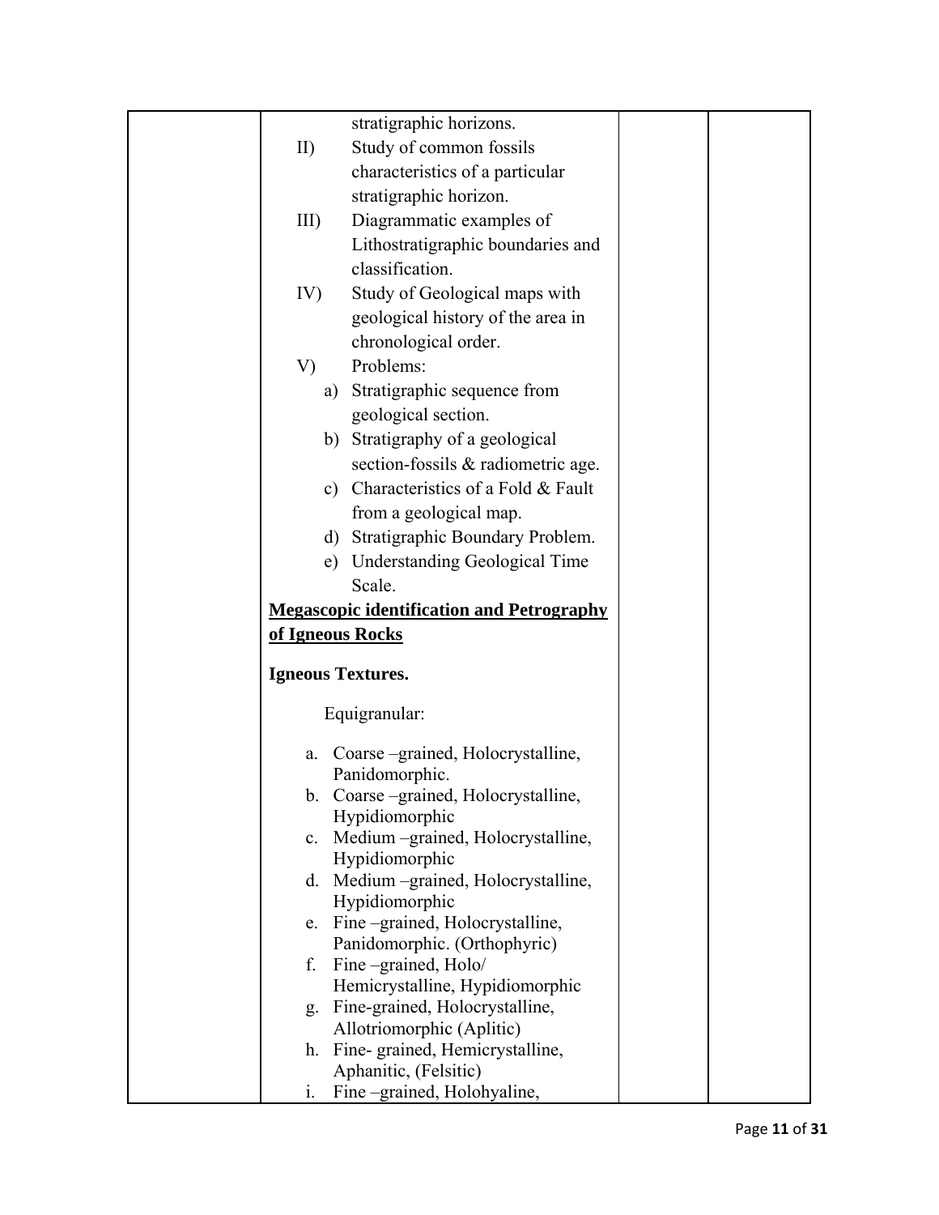| | | | |
|---|---|---|---|
| | stratigraphic horizons.<br>II) Study of common fossils characteristics of a particular stratigraphic horizon.<br>III) Diagrammatic examples of Lithostratigraphic boundaries and classification.<br>IV) Study of Geological maps with geological history of the area in chronological order.<br>V) Problems:<br>a) Stratigraphic sequence from geological section.<br>b) Stratigraphy of a geological section-fossils & radiometric age.<br>c) Characteristics of a Fold & Fault from a geological map.<br>d) Stratigraphic Boundary Problem.<br>e) Understanding Geological Time Scale.<br>**<u>Megascopic identification and Petrography of Igneous Rocks</u>**<br><br>**Igneous Textures.**<br><br>Equigranular:<br><br>a. Coarse –grained, Holocrystalline, Panidomorphic.<br>b. Coarse –grained, Holocrystalline, Hypidiomorphic<br>c. Medium –grained, Holocrystalline, Hypidiomorphic<br>d. Medium –grained, Holocrystalline, Hypidiomorphic<br>e. Fine –grained, Holocrystalline, Panidomorphic. (Orthophyric)<br>f. Fine –grained, Holo/ Hemicrystalline, Hypidiomorphic<br>g. Fine-grained, Holocrystalline, Allotriomorphic (Aplitic)<br>h. Fine- grained, Hemicrystalline, Aphanitic, (Felsitic)<br>i. Fine –grained, Holohyaline, | | |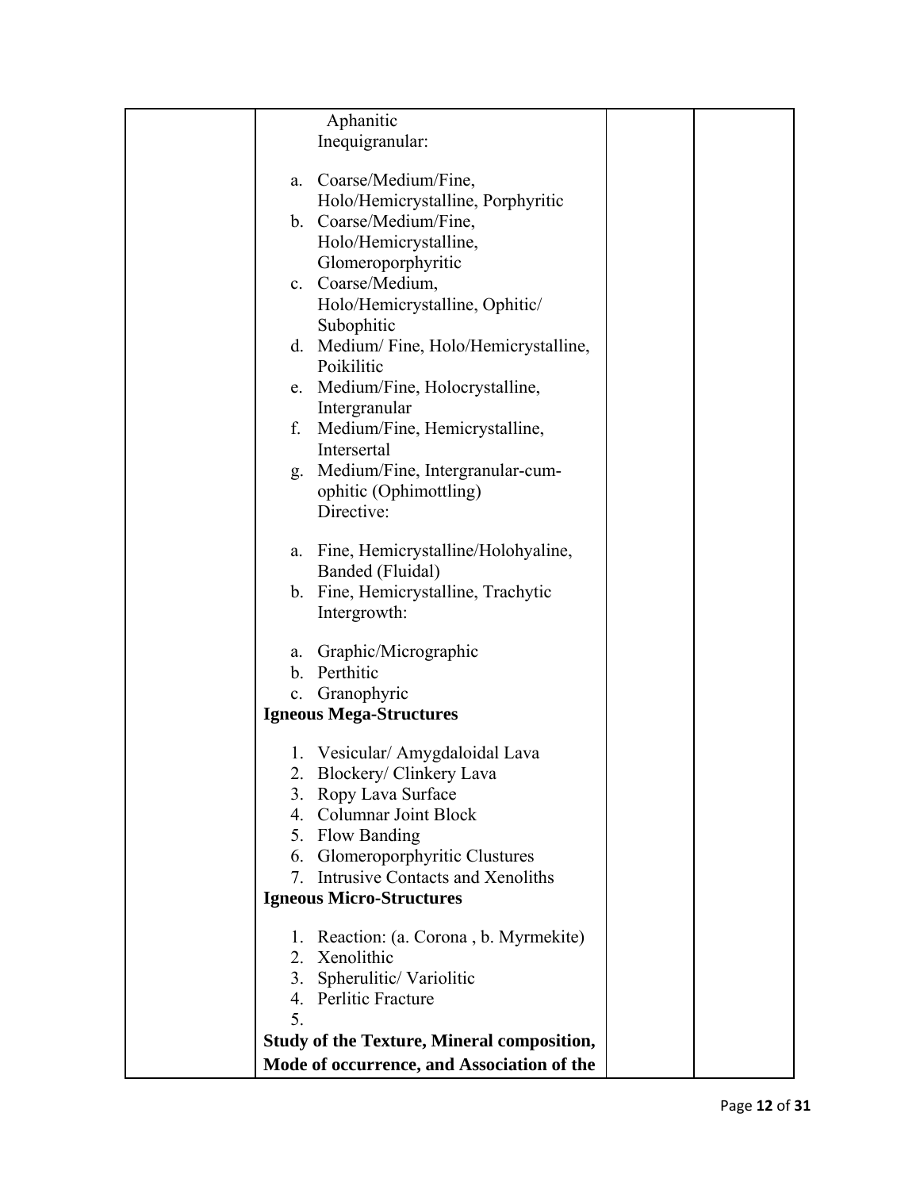| | | | |
|---|---|---|---|
| | Aphanitic<br>Inequigranular:<br><br>a. Coarse/Medium/Fine, Holo/Hemicrystalline, Porphyritic<br>b. Coarse/Medium/Fine, Holo/Hemicrystalline, Glomeroporphyritic<br>c. Coarse/Medium, Holo/Hemicrystalline, Ophitic/ Subophitic<br>d. Medium/ Fine, Holo/Hemicrystalline, Poikilitic<br>e. Medium/Fine, Holocrystalline, Intergranular<br>f. Medium/Fine, Hemicrystalline, Intersertal<br>g. Medium/Fine, Intergranular-cum-ophitic (Ophimottling)<br>Directive:<br><br>a. Fine, Hemicrystalline/Holohyaline, Banded (Fluidal)<br>b. Fine, Hemicrystalline, Trachytic<br>Intergrowth:<br><br>a. Graphic/Micrographic<br>b. Perthitic<br>c. Granophyric<br>**Igneous Mega-Structures**<br><br>1. Vesicular/ Amygdaloidal Lava<br>2. Blockery/ Clinkery Lava<br>3. Ropy Lava Surface<br>4. Columnar Joint Block<br>5. Flow Banding<br>6. Glomeroporphyritic Clustures<br>7. Intrusive Contacts and Xenoliths<br>**Igneous Micro-Structures**<br><br>1. Reaction: (a. Corona , b. Myrmekite)<br>2. Xenolithic<br>3. Spherulitic/ Variolitic<br>4. Perlitic Fracture<br>5.<br>**Study of the Texture, Mineral composition, Mode of occurrence, and Association of the** | | |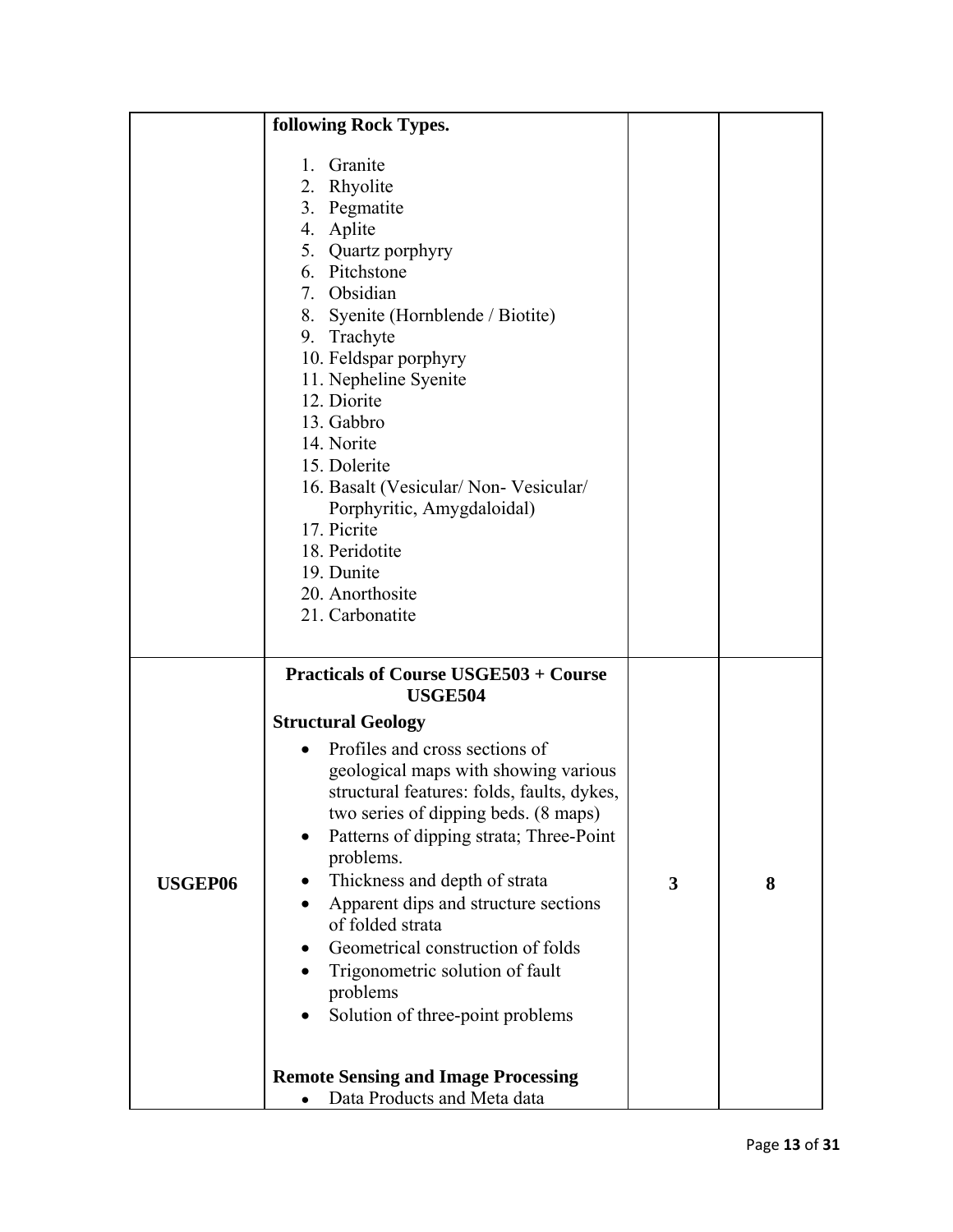|  | **following Rock Types.**<br><br>1. Granite<br>2. Rhyolite<br>3. Pegmatite<br>4. Aplite<br>5. Quartz porphyry<br>6. Pitchstone<br>7. Obsidian<br>8. Syenite (Hornblende / Biotite)<br>9. Trachyte<br>10. Feldspar porphyry<br>11. Nepheline Syenite<br>12. Diorite<br>13. Gabbro<br>14. Norite<br>15. Dolerite<br>16. Basalt (Vesicular/ Non- Vesicular/ Porphyritic, Amygdaloidal)<br>17. Picrite<br>18. Peridotite<br>19. Dunite<br>20. Anorthosite<br>21. Carbonatite |  |  |
|---|---|---|---|
| **USGEP06** | **Practicals of Course USGE503 + Course USGE504**<br><br>**Structural Geology**<br><br>• Profiles and cross sections of geological maps with showing various structural features: folds, faults, dykes, two series of dipping beds. (8 maps)<br>• Patterns of dipping strata; Three-Point problems.<br>• Thickness and depth of strata<br>• Apparent dips and structure sections of folded strata<br>• Geometrical construction of folds<br>• Trigonometric solution of fault problems<br>• Solution of three-point problems<br><br>**Remote Sensing and Image Processing**<br><br>• Data Products and Meta data | **3** | **8** |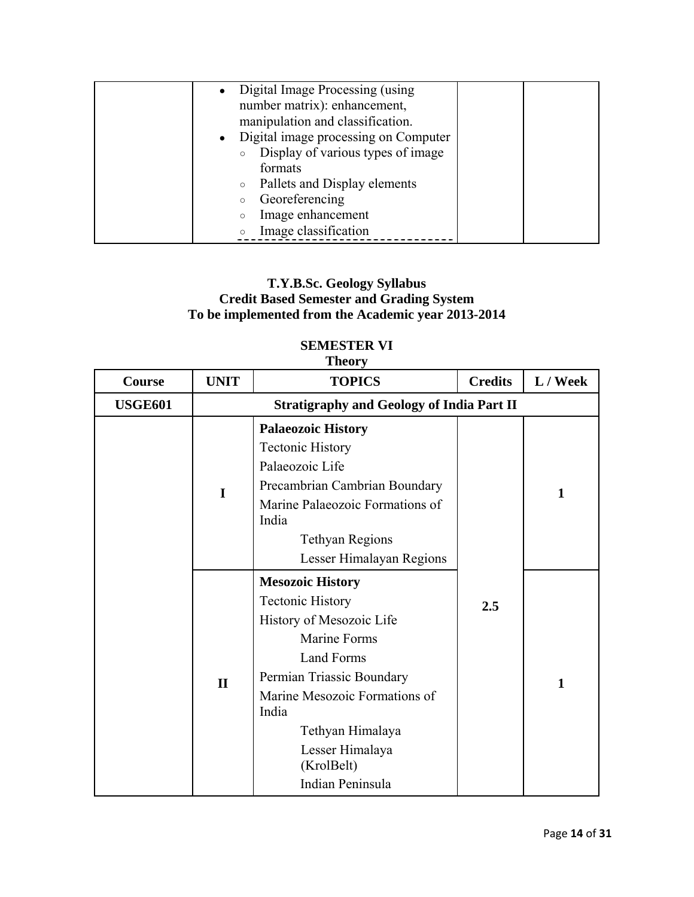| | | | |
|---|---|---|---|
| | • Digital Image Processing (using number matrix): enhancement, manipulation and classification.<br>• Digital image processing on Computer<br>  ○ Display of various types of image formats<br>  ○ Pallets and Display elements<br>  ○ Georeferencing<br>  ○ Image enhancement<br>  ○ Image classification | | |

**T.Y.B.Sc. Geology Syllabus**
**Credit Based Semester and Grading System**
**To be implemented from the Academic year 2013-2014**

**SEMESTER VI**
**Theory**

| Course | UNIT | TOPICS | Credits | L / Week |
|---|---|---|---|---|
| **USGE601** | **Stratigraphy and Geology of India Part II** | | | |
| | **I** | **Palaeozoic History**<br>Tectonic History<br>Palaeozoic Life<br>Precambrian Cambrian Boundary<br>Marine Palaeozoic Formations of India<br>  Tethyan Regions<br>  Lesser Himalayan Regions | 2.5 | **1** |
| | **II** | **Mesozoic History**<br>Tectonic History<br>History of Mesozoic Life<br>  Marine Forms<br>  Land Forms<br>Permian Triassic Boundary<br>Marine Mesozoic Formations of India<br>  Tethyan Himalaya<br>  Lesser Himalaya (KrolBelt)<br>  Indian Peninsula | | **1** |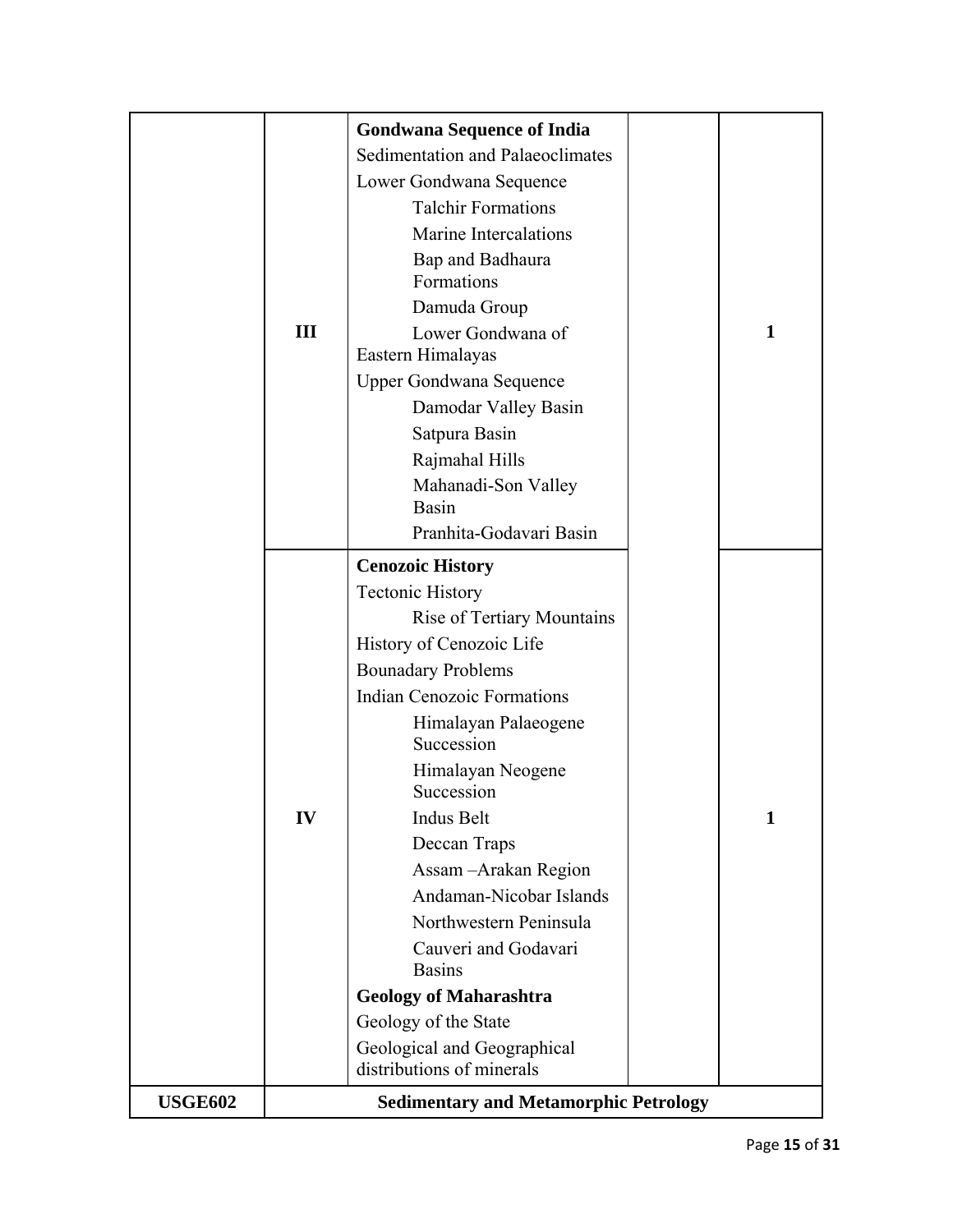|  |  |  |  |  |
|---|---|---|---|---|
|  | III | **Gondwana Sequence of India**<br>Sedimentation and Palaeoclimates<br>Lower Gondwana Sequence<br>Talchir Formations<br>Marine Intercalations<br>Bap and Badhaura Formations<br>Damuda Group<br>Lower Gondwana of Eastern Himalayas<br>Upper Gondwana Sequence<br>Damodar Valley Basin<br>Satpura Basin<br>Rajmahal Hills<br>Mahanadi-Son Valley Basin<br>Pranhita-Godavari Basin |  | 1 |
|  | IV | **Cenozoic History**<br>Tectonic History<br>Rise of Tertiary Mountains<br>History of Cenozoic Life<br>Bounadary Problems<br>Indian Cenozoic Formations<br>Himalayan Palaeogene Succession<br>Himalayan Neogene Succession<br>Indus Belt<br>Deccan Traps<br>Assam –Arakan Region<br>Andaman-Nicobar Islands<br>Northwestern Peninsula<br>Cauveri and Godavari Basins<br>**Geology of Maharashtra**<br>Geology of the State<br>Geological and Geographical distributions of minerals |  | 1 |
| **USGE602** | **Sedimentary and Metamorphic Petrology** |  |  |  |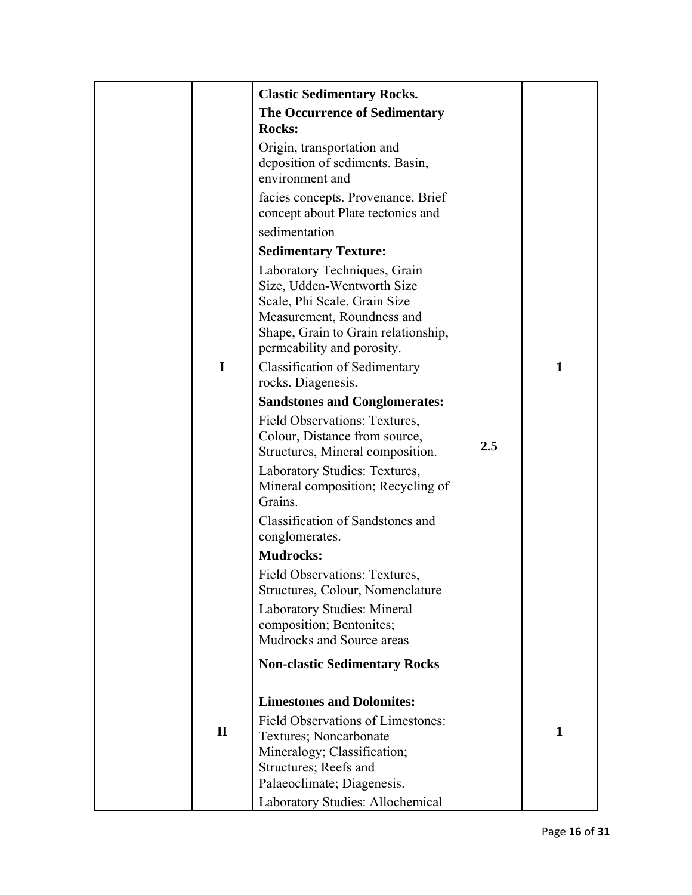|  |  |  |  |  |
|---|---|---|---|---|
|  | I | **Clastic Sedimentary Rocks.**<br>**The Occurrence of Sedimentary Rocks:**<br>Origin, transportation and deposition of sediments. Basin, environment and<br>facies concepts. Provenance. Brief concept about Plate tectonics and<br>sedimentation<br>**Sedimentary Texture:**<br>Laboratory Techniques, Grain Size, Udden-Wentworth Size Scale, Phi Scale, Grain Size Measurement, Roundness and Shape, Grain to Grain relationship, permeability and porosity.<br>Classification of Sedimentary rocks. Diagenesis.<br>**Sandstones and Conglomerates:**<br>Field Observations: Textures, Colour, Distance from source, Structures, Mineral composition.<br>Laboratory Studies: Textures, Mineral composition; Recycling of Grains.<br>Classification of Sandstones and conglomerates.<br>**Mudrocks:**<br>Field Observations: Textures, Structures, Colour, Nomenclature<br>Laboratory Studies: Mineral composition; Bentonites; Mudrocks and Source areas | 2.5 | 1 |
|  | II | **Non-clastic Sedimentary Rocks**<br><br>**Limestones and Dolomites:**<br>Field Observations of Limestones: Textures; Noncarbonate Mineralogy; Classification; Structures; Reefs and Palaeoclimate; Diagenesis.<br>Laboratory Studies: Allochemical |  | 1 |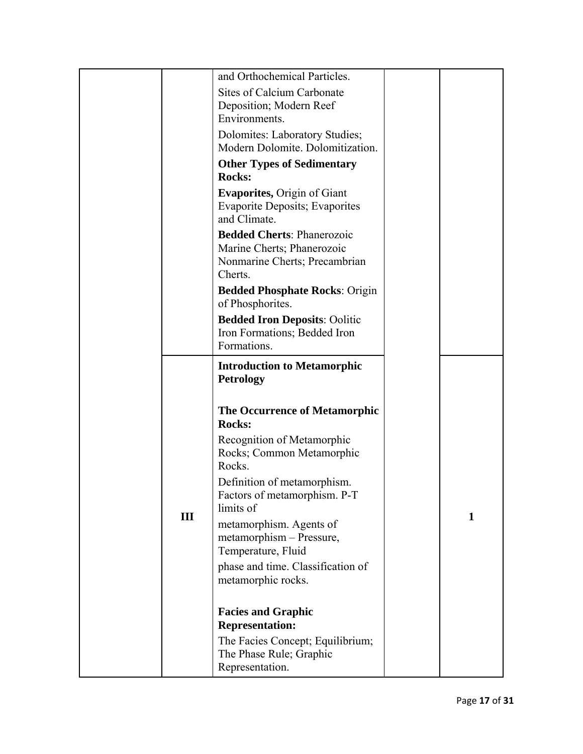|  |  |  |  |  |
|---|---|---|---|---|
|  |  | and Orthochemical Particles.<br>Sites of Calcium Carbonate Deposition; Modern Reef Environments.<br>Dolomites: Laboratory Studies; Modern Dolomite. Dolomitization.<br>**Other Types of Sedimentary Rocks:**<br>**Evaporites,** Origin of Giant Evaporite Deposits; Evaporites and Climate.<br>**Bedded Cherts**: Phanerozoic Marine Cherts; Phanerozoic Nonmarine Cherts; Precambrian Cherts.<br>**Bedded Phosphate Rocks**: Origin of Phosphorites.<br>**Bedded Iron Deposits**: Oolitic Iron Formations; Bedded Iron Formations. |  |  |
|  | III | **Introduction to Metamorphic Petrology**<br><br>**The Occurrence of Metamorphic Rocks:**<br>Recognition of Metamorphic Rocks; Common Metamorphic Rocks.<br>Definition of metamorphism. Factors of metamorphism. P-T limits of<br>metamorphism. Agents of metamorphism – Pressure, Temperature, Fluid<br>phase and time. Classification of metamorphic rocks.<br><br>**Facies and Graphic Representation:**<br>The Facies Concept; Equilibrium; The Phase Rule; Graphic Representation. |  | 1 |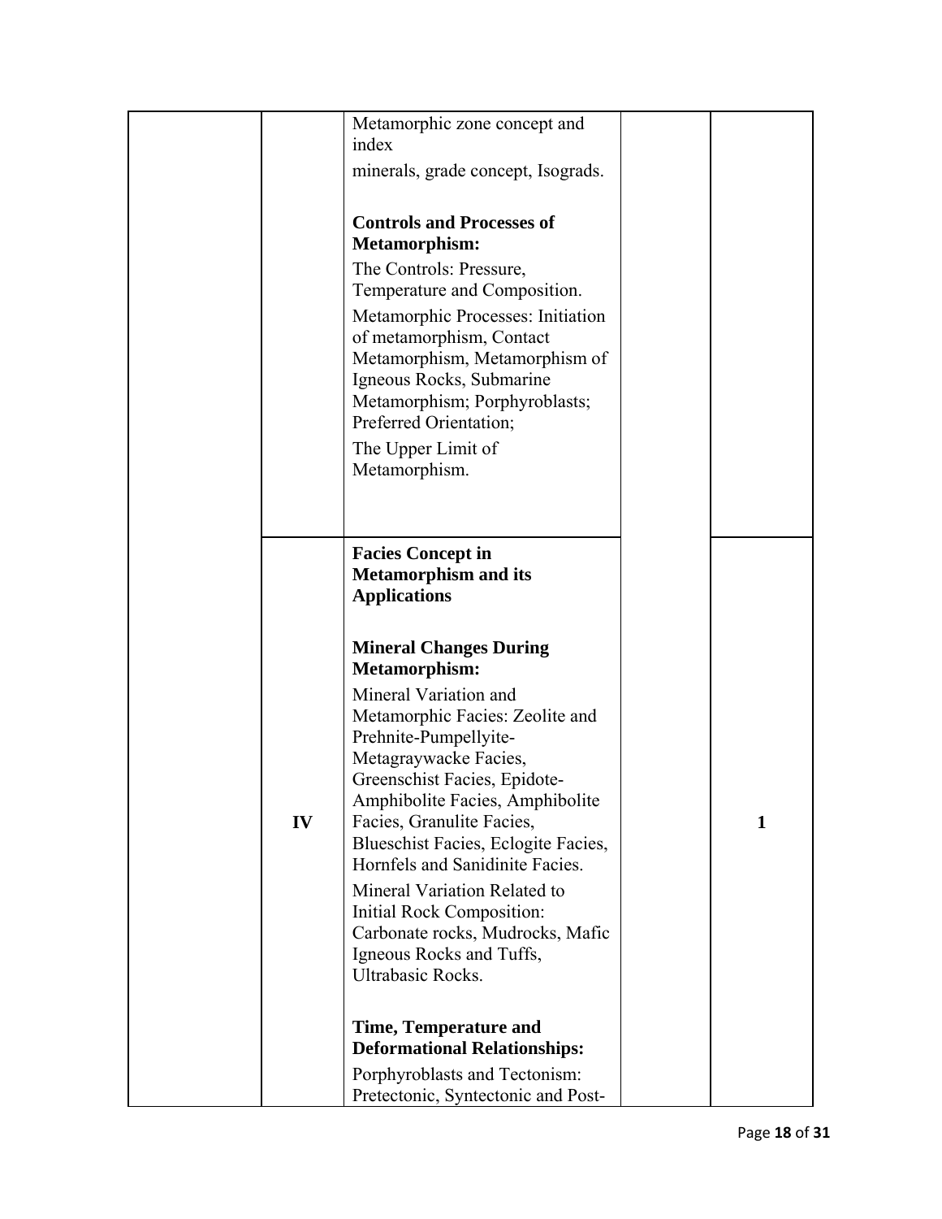|  |  | Metamorphic zone concept and index<br>minerals, grade concept, Isograds.<br><br>**Controls and Processes of Metamorphism:**<br>The Controls: Pressure, Temperature and Composition.<br>Metamorphic Processes: Initiation of metamorphism, Contact Metamorphism, Metamorphism of Igneous Rocks, Submarine Metamorphism; Porphyroblasts; Preferred Orientation;<br>The Upper Limit of Metamorphism. |  |  |
|---|---|---|---|---|
|  | IV | **Facies Concept in Metamorphism and its Applications**<br><br>**Mineral Changes During Metamorphism:**<br>Mineral Variation and Metamorphic Facies: Zeolite and Prehnite-Pumpellyite-Metagraywacke Facies, Greenschist Facies, Epidote-Amphibolite Facies, Amphibolite Facies, Granulite Facies, Blueschist Facies, Eclogite Facies, Hornfels and Sanidinite Facies.<br>Mineral Variation Related to Initial Rock Composition: Carbonate rocks, Mudrocks, Mafic Igneous Rocks and Tuffs, Ultrabasic Rocks.<br><br>**Time, Temperature and Deformational Relationships:**<br>Porphyroblasts and Tectonism: Pretectonic, Syntectonic and Post- |  | 1 |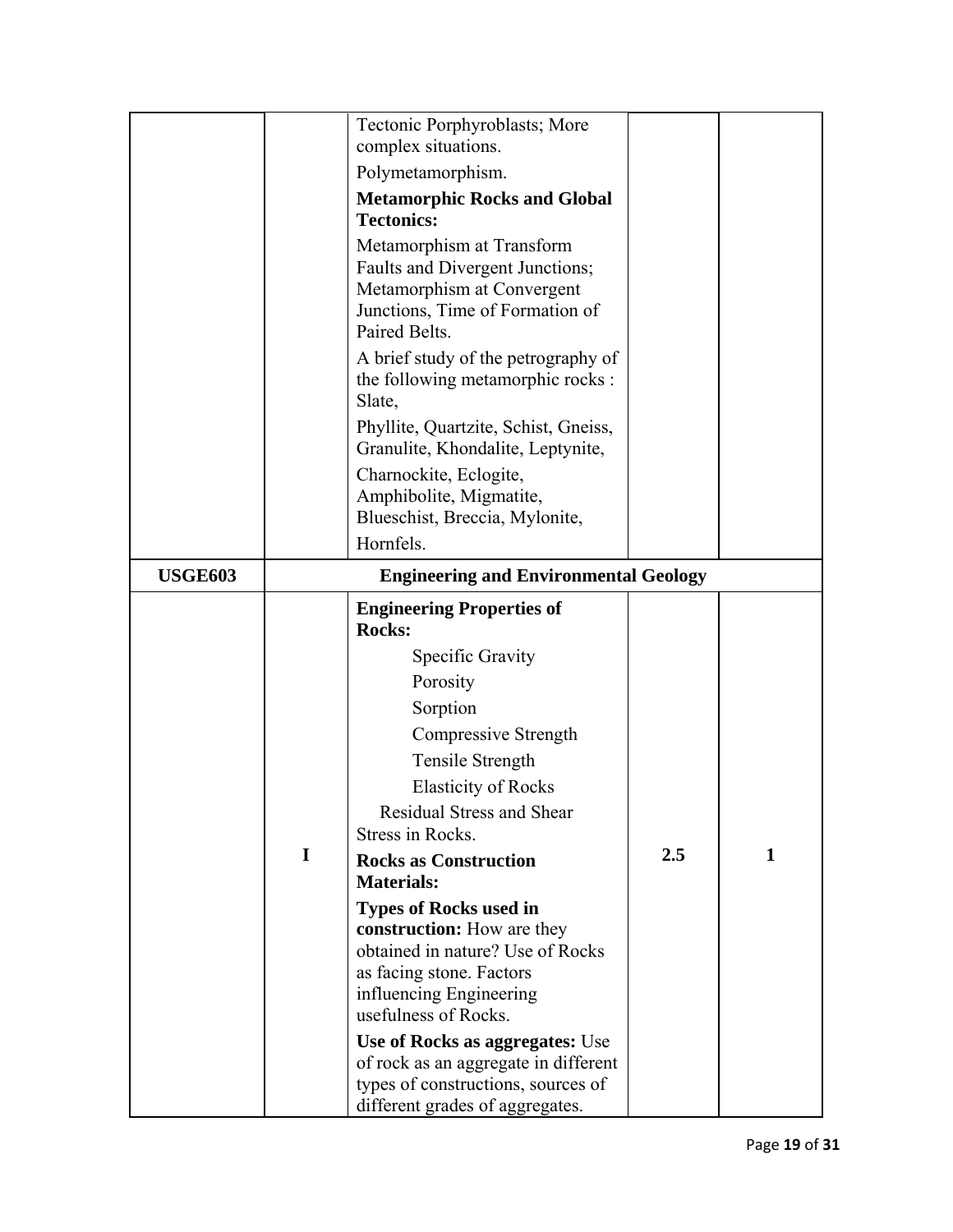| | | | | |
|---|---|---|---|---|
| | | Tectonic Porphyroblasts; More complex situations.<br>Polymetamorphism.<br>**Metamorphic Rocks and Global Tectonics:**<br>Metamorphism at Transform Faults and Divergent Junctions; Metamorphism at Convergent Junctions, Time of Formation of Paired Belts.<br>A brief study of the petrography of the following metamorphic rocks : Slate,<br>Phyllite, Quartzite, Schist, Gneiss, Granulite, Khondalite, Leptynite,<br>Charnockite, Eclogite, Amphibolite, Migmatite, Blueschist, Breccia, Mylonite,<br>Hornfels. | | |
| **USGE603** | **Engineering and Environmental Geology** | | | |
| | I | **Engineering Properties of Rocks:**<br>Specific Gravity<br>Porosity<br>Sorption<br>Compressive Strength<br>Tensile Strength<br>Elasticity of Rocks<br>Residual Stress and Shear Stress in Rocks.<br>**Rocks as Construction Materials:**<br>**Types of Rocks used in construction:** How are they obtained in nature? Use of Rocks as facing stone. Factors influencing Engineering usefulness of Rocks.<br>**Use of Rocks as aggregates:** Use of rock as an aggregate in different types of constructions, sources of different grades of aggregates. | **2.5** | **1** |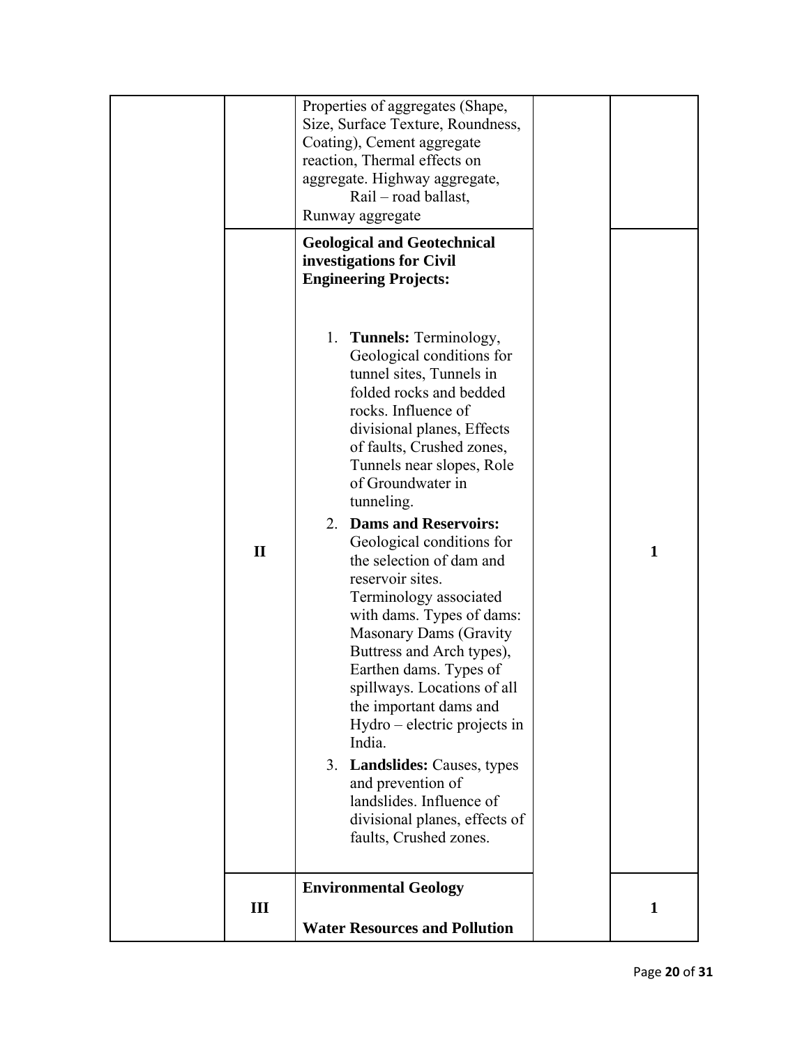| | | | | |
|---|---|---|---|---|
| | | Properties of aggregates (Shape, Size, Surface Texture, Roundness, Coating), Cement aggregate reaction, Thermal effects on aggregate. Highway aggregate, Rail – road ballast, Runway aggregate | | |
| | II | **Geological and Geotechnical investigations for Civil Engineering Projects:**<br><br>1. **Tunnels:** Terminology, Geological conditions for tunnel sites, Tunnels in folded rocks and bedded rocks. Influence of divisional planes, Effects of faults, Crushed zones, Tunnels near slopes, Role of Groundwater in tunneling.<br>2. **Dams and Reservoirs:** Geological conditions for the selection of dam and reservoir sites. Terminology associated with dams. Types of dams: Masonary Dams (Gravity Buttress and Arch types), Earthen dams. Types of spillways. Locations of all the important dams and Hydro – electric projects in India.<br>3. **Landslides:** Causes, types and prevention of landslides. Influence of divisional planes, effects of faults, Crushed zones. | | 1 |
| | III | **Environmental Geology**<br><br>**Water Resources and Pollution** | | 1 |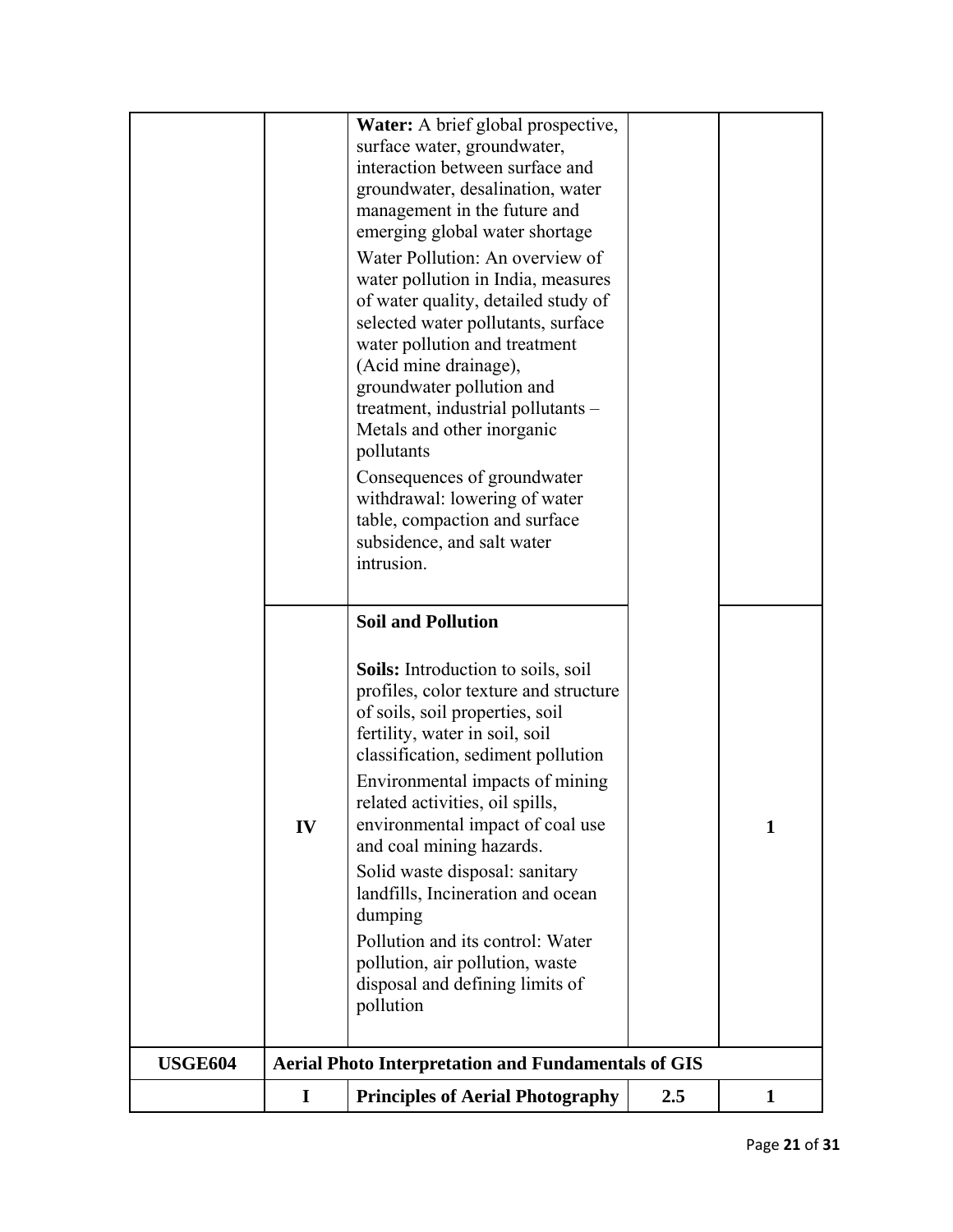| | | | | |
|---|---|---|---|---|
| | | **Water:** A brief global prospective, surface water, groundwater, interaction between surface and groundwater, desalination, water management in the future and emerging global water shortage<br><br>Water Pollution: An overview of water pollution in India, measures of water quality, detailed study of selected water pollutants, surface water pollution and treatment (Acid mine drainage), groundwater pollution and treatment, industrial pollutants – Metals and other inorganic pollutants<br><br>Consequences of groundwater withdrawal: lowering of water table, compaction and surface subsidence, and salt water intrusion. | | |
| | IV | **Soil and Pollution**<br><br>**Soils:** Introduction to soils, soil profiles, color texture and structure of soils, soil properties, soil fertility, water in soil, soil classification, sediment pollution<br><br>Environmental impacts of mining related activities, oil spills, environmental impact of coal use and coal mining hazards.<br><br>Solid waste disposal: sanitary landfills, Incineration and ocean dumping<br><br>Pollution and its control: Water pollution, air pollution, waste disposal and defining limits of pollution | | 1 |
| **USGE604** | **Aerial Photo Interpretation and Fundamentals of GIS** | | | |
| | **I** | **Principles of Aerial Photography** | **2.5** | **1** |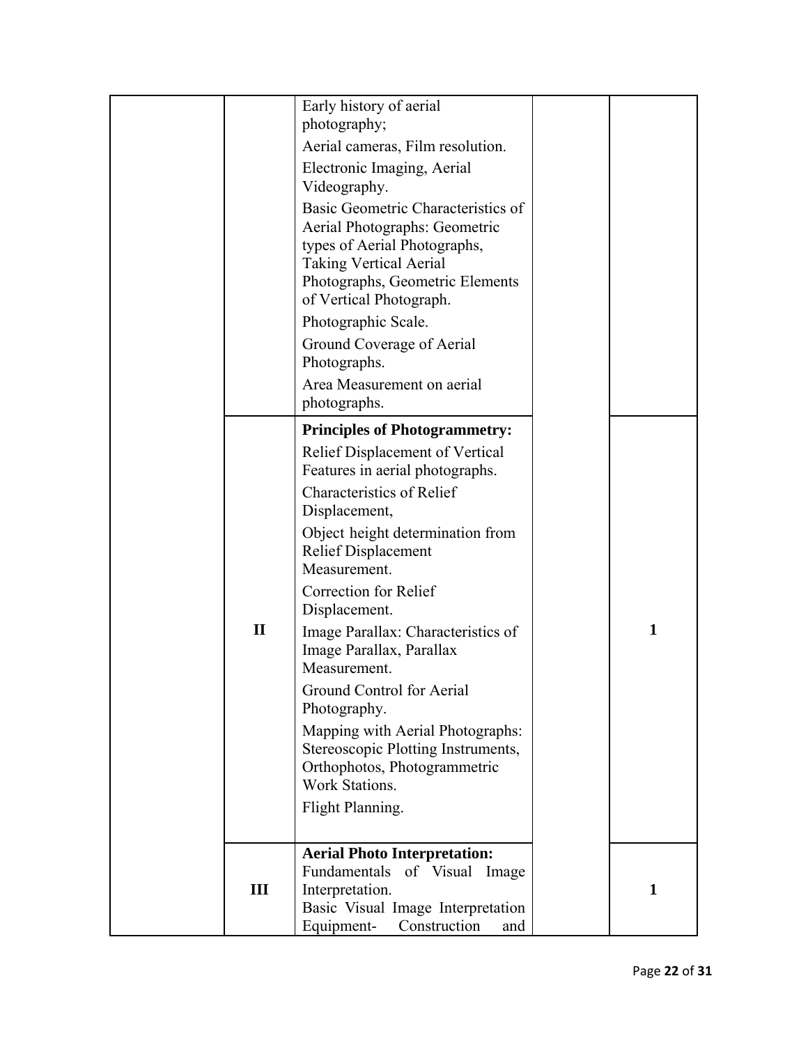| | | | | |
|---|---|---|---|---|
| | | Early history of aerial photography;<br>Aerial cameras, Film resolution.<br>Electronic Imaging, Aerial Videography.<br>Basic Geometric Characteristics of Aerial Photographs: Geometric types of Aerial Photographs, Taking Vertical Aerial Photographs, Geometric Elements of Vertical Photograph.<br>Photographic Scale.<br>Ground Coverage of Aerial Photographs.<br>Area Measurement on aerial photographs. | | |
| | II | **Principles of Photogrammetry:**<br>Relief Displacement of Vertical Features in aerial photographs.<br>Characteristics of Relief Displacement,<br>Object height determination from Relief Displacement Measurement.<br>Correction for Relief Displacement.<br>Image Parallax: Characteristics of Image Parallax, Parallax Measurement.<br>Ground Control for Aerial Photography.<br>Mapping with Aerial Photographs: Stereoscopic Plotting Instruments, Orthophotos, Photogrammetric Work Stations.<br>Flight Planning. | | 1 |
| | III | **Aerial Photo Interpretation:**<br>Fundamentals of Visual Image Interpretation.<br>Basic Visual Image Interpretation Equipment- Construction and | | 1 |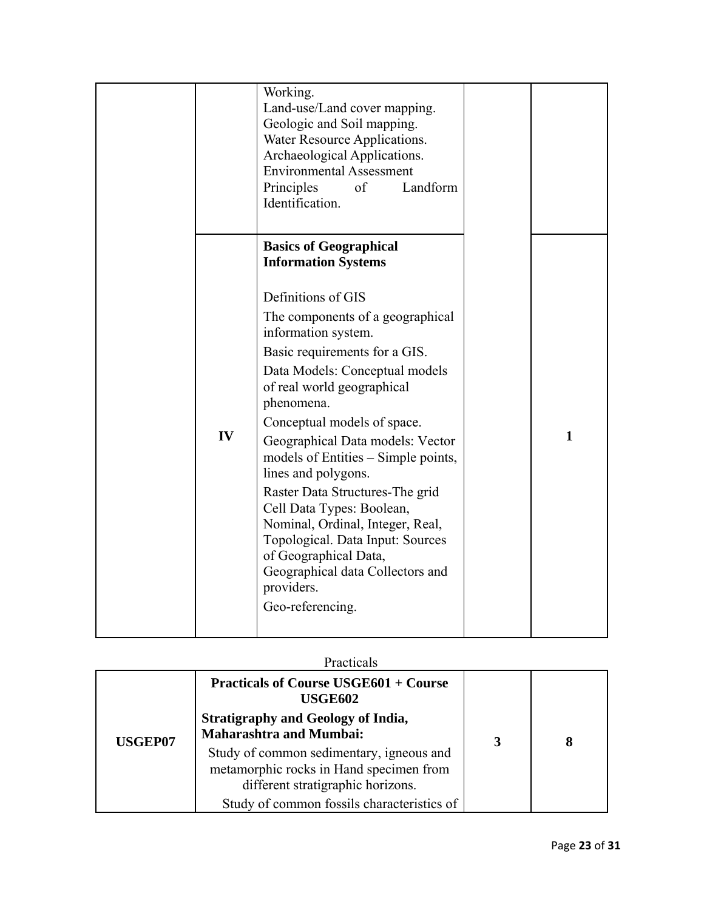| | | | | |
|---|---|---|---|---|
| | | Working.<br>Land-use/Land cover mapping.<br>Geologic and Soil mapping.<br>Water Resource Applications.<br>Archaeological Applications.<br>Environmental Assessment<br>Principles of Landform Identification. | | |
| | IV | **Basics of Geographical Information Systems**<br><br>Definitions of GIS<br>The components of a geographical information system.<br>Basic requirements for a GIS.<br>Data Models: Conceptual models of real world geographical phenomena.<br>Conceptual models of space.<br>Geographical Data models: Vector models of Entities – Simple points, lines and polygons.<br>Raster Data Structures-The grid Cell Data Types: Boolean, Nominal, Ordinal, Integer, Real, Topological. Data Input: Sources of Geographical Data, Geographical data Collectors and providers.<br>Geo-referencing. | | 1 |

Practicals

| | | | |
|---|---|---|---|
| **USGEP07** | **Practicals of Course USGE601 + Course USGE602**<br>**Stratigraphy and Geology of India, Maharashtra and Mumbai:**<br>Study of common sedimentary, igneous and metamorphic rocks in Hand specimen from different stratigraphic horizons.<br>Study of common fossils characteristics of | **3** | **8** |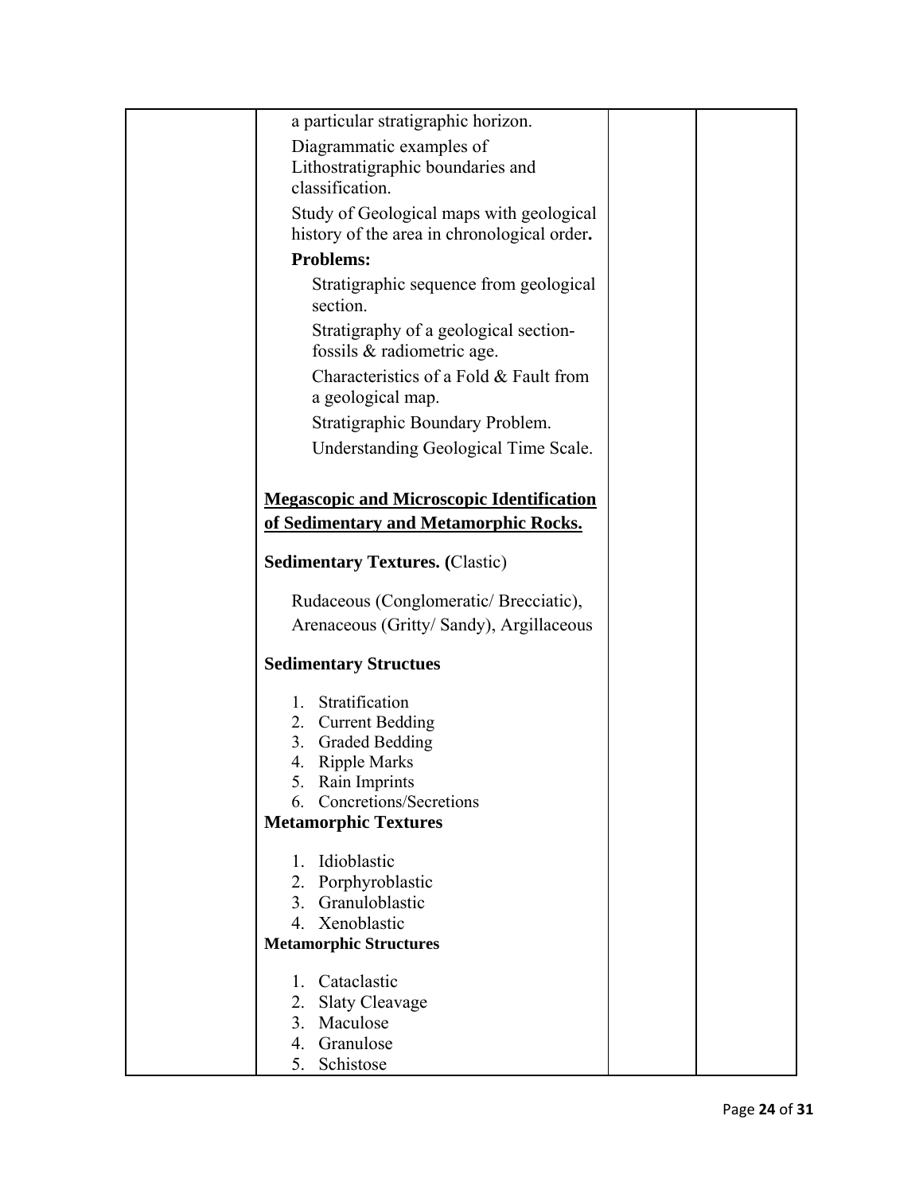| | | | |
|---|---|---|---|
| | a particular stratigraphic horizon.<br><br>Diagrammatic examples of Lithostratigraphic boundaries and classification.<br><br>Study of Geological maps with geological history of the area in chronological order.<br><br>**Problems:**<br><br>Stratigraphic sequence from geological section.<br><br>Stratigraphy of a geological section-fossils & radiometric age.<br><br>Characteristics of a Fold & Fault from a geological map.<br><br>Stratigraphic Boundary Problem.<br><br>Understanding Geological Time Scale.<br><br>**<u>Megascopic and Microscopic Identification of Sedimentary and Metamorphic Rocks.</u>**<br><br>**Sedimentary Textures. (**Clastic)<br><br>Rudaceous (Conglomeratic/ Brecciatic), Arenaceous (Gritty/ Sandy), Argillaceous<br><br>**Sedimentary Structues**<br><br>1. Stratification<br>2. Current Bedding<br>3. Graded Bedding<br>4. Ripple Marks<br>5. Rain Imprints<br>6. Concretions/Secretions<br><br>**Metamorphic Textures**<br><br>1. Idioblastic<br>2. Porphyroblastic<br>3. Granuloblastic<br>4. Xenoblastic<br><br>**Metamorphic Structures**<br><br>1. Cataclastic<br>2. Slaty Cleavage<br>3. Maculose<br>4. Granulose<br>5. Schistose | | |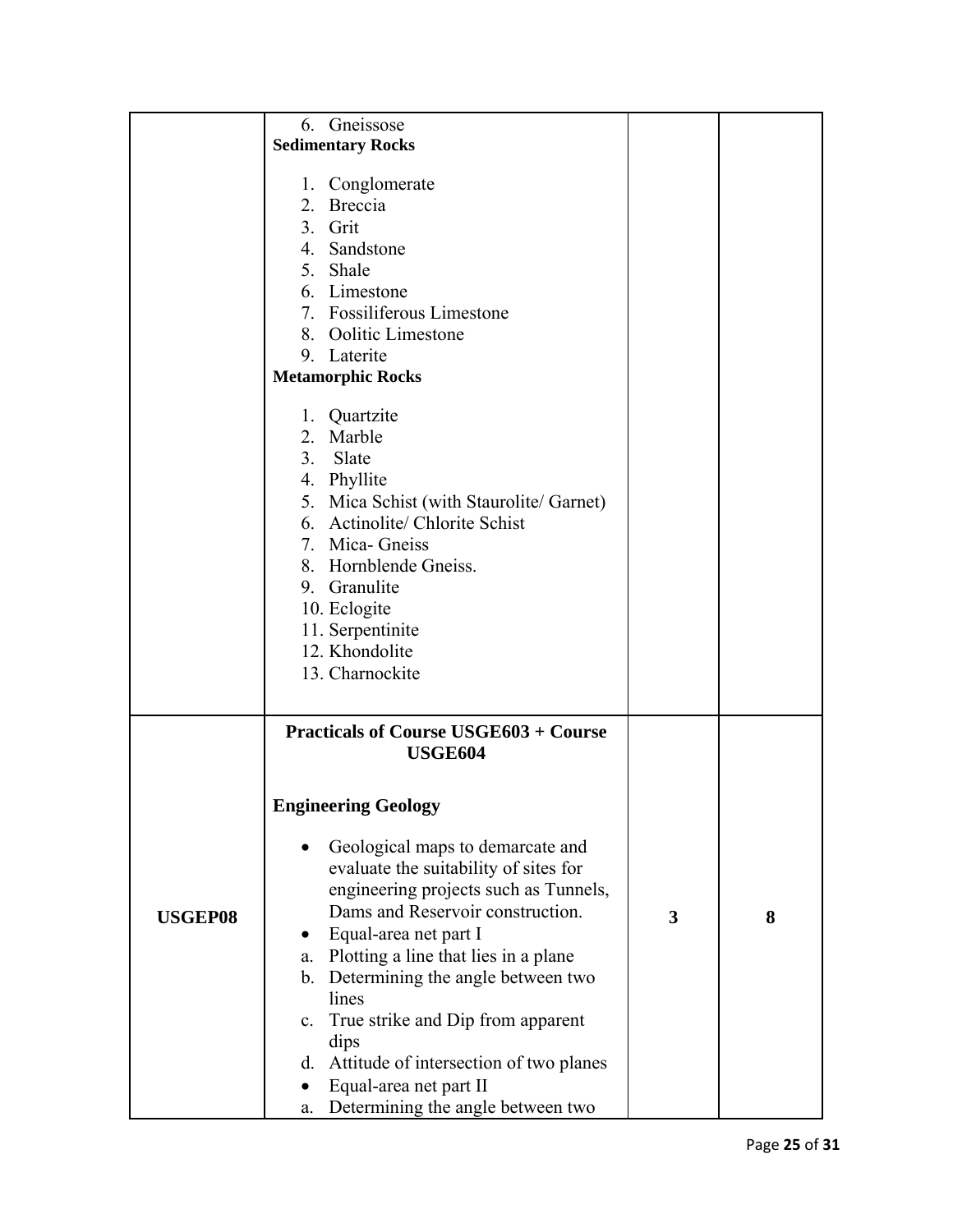| | | | |
|---|---|---|---|
| | 6. Gneissose<br>**Sedimentary Rocks**<br>1. Conglomerate<br>2. Breccia<br>3. Grit<br>4. Sandstone<br>5. Shale<br>6. Limestone<br>7. Fossiliferous Limestone<br>8. Oolitic Limestone<br>9. Laterite<br>**Metamorphic Rocks**<br>1. Quartzite<br>2. Marble<br>3. Slate<br>4. Phyllite<br>5. Mica Schist (with Staurolite/ Garnet)<br>6. Actinolite/ Chlorite Schist<br>7. Mica- Gneiss<br>8. Hornblende Gneiss.<br>9. Granulite<br>10. Eclogite<br>11. Serpentinite<br>12. Khondolite<br>13. Charnockite | | |
| **USGEP08** | **Practicals of Course USGE603 + Course USGE604**<br>**Engineering Geology**<br>• Geological maps to demarcate and evaluate the suitability of sites for engineering projects such as Tunnels, Dams and Reservoir construction.<br>• Equal-area net part I<br>a. Plotting a line that lies in a plane<br>b. Determining the angle between two lines<br>c. True strike and Dip from apparent dips<br>d. Attitude of intersection of two planes<br>• Equal-area net part II<br>a. Determining the angle between two | **3** | **8** |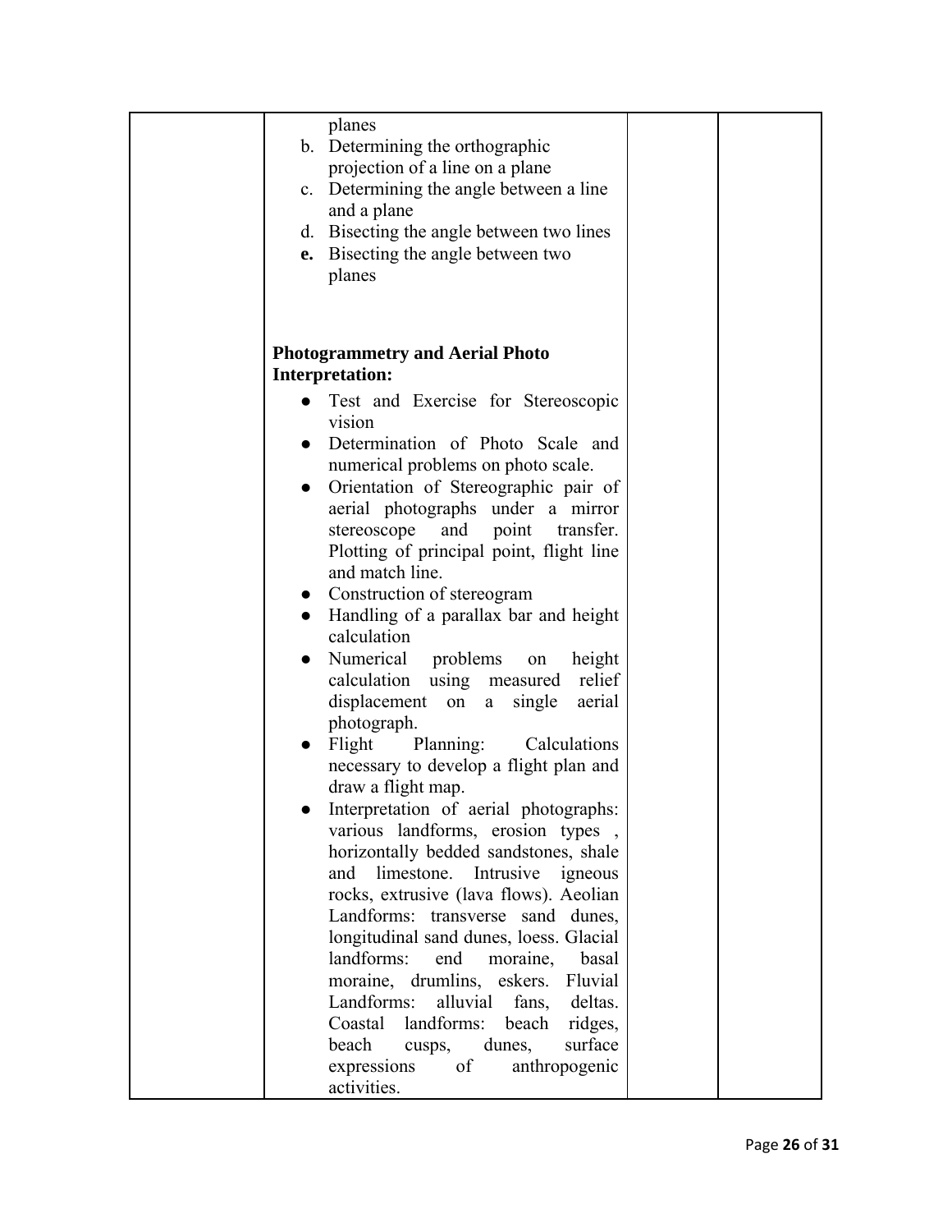| | | | |
|---|---|---|---|
| | planes<br>b. Determining the orthographic projection of a line on a plane<br>c. Determining the angle between a line and a plane<br>d. Bisecting the angle between two lines<br>**e.** Bisecting the angle between two planes<br><br>**Photogrammetry and Aerial Photo Interpretation:**<br>● Test and Exercise for Stereoscopic vision<br>● Determination of Photo Scale and numerical problems on photo scale.<br>● Orientation of Stereographic pair of aerial photographs under a mirror stereoscope and point transfer. Plotting of principal point, flight line and match line.<br>● Construction of stereogram<br>● Handling of a parallax bar and height calculation<br>● Numerical problems on height calculation using measured relief displacement on a single aerial photograph.<br>● Flight Planning: Calculations necessary to develop a flight plan and draw a flight map.<br>● Interpretation of aerial photographs: various landforms, erosion types , horizontally bedded sandstones, shale and limestone. Intrusive igneous rocks, extrusive (lava flows). Aeolian Landforms: transverse sand dunes, longitudinal sand dunes, loess. Glacial landforms: end moraine, basal moraine, drumlins, eskers. Fluvial Landforms: alluvial fans, deltas. Coastal landforms: beach ridges, beach cusps, dunes, surface expressions of anthropogenic activities. | | |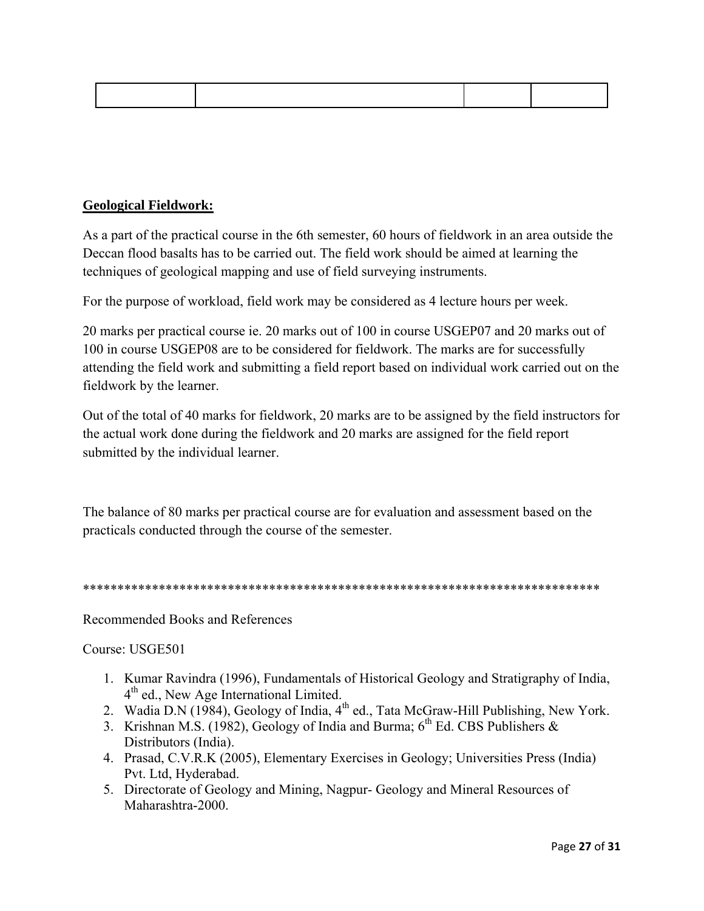| | | | |
|---|---|---|---|

**Geological Fieldwork:**

As a part of the practical course in the 6th semester, 60 hours of fieldwork in an area outside the Deccan flood basalts has to be carried out. The field work should be aimed at learning the techniques of geological mapping and use of field surveying instruments.

For the purpose of workload, field work may be considered as 4 lecture hours per week.

20 marks per practical course ie. 20 marks out of 100 in course USGEP07 and 20 marks out of 100 in course USGEP08 are to be considered for fieldwork. The marks are for successfully attending the field work and submitting a field report based on individual work carried out on the fieldwork by the learner.

Out of the total of 40 marks for fieldwork, 20 marks are to be assigned by the field instructors for the actual work done during the fieldwork and 20 marks are assigned for the field report submitted by the individual learner.

The balance of 80 marks per practical course are for evaluation and assessment based on the practicals conducted through the course of the semester.

***************************************************************************

Recommended Books and References

Course: USGE501

1. Kumar Ravindra (1996), Fundamentals of Historical Geology and Stratigraphy of India, 4th ed., New Age International Limited.
2. Wadia D.N (1984), Geology of India, 4th ed., Tata McGraw-Hill Publishing, New York.
3. Krishnan M.S. (1982), Geology of India and Burma; 6th Ed. CBS Publishers & Distributors (India).
4. Prasad, C.V.R.K (2005), Elementary Exercises in Geology; Universities Press (India) Pvt. Ltd, Hyderabad.
5. Directorate of Geology and Mining, Nagpur- Geology and Mineral Resources of Maharashtra-2000.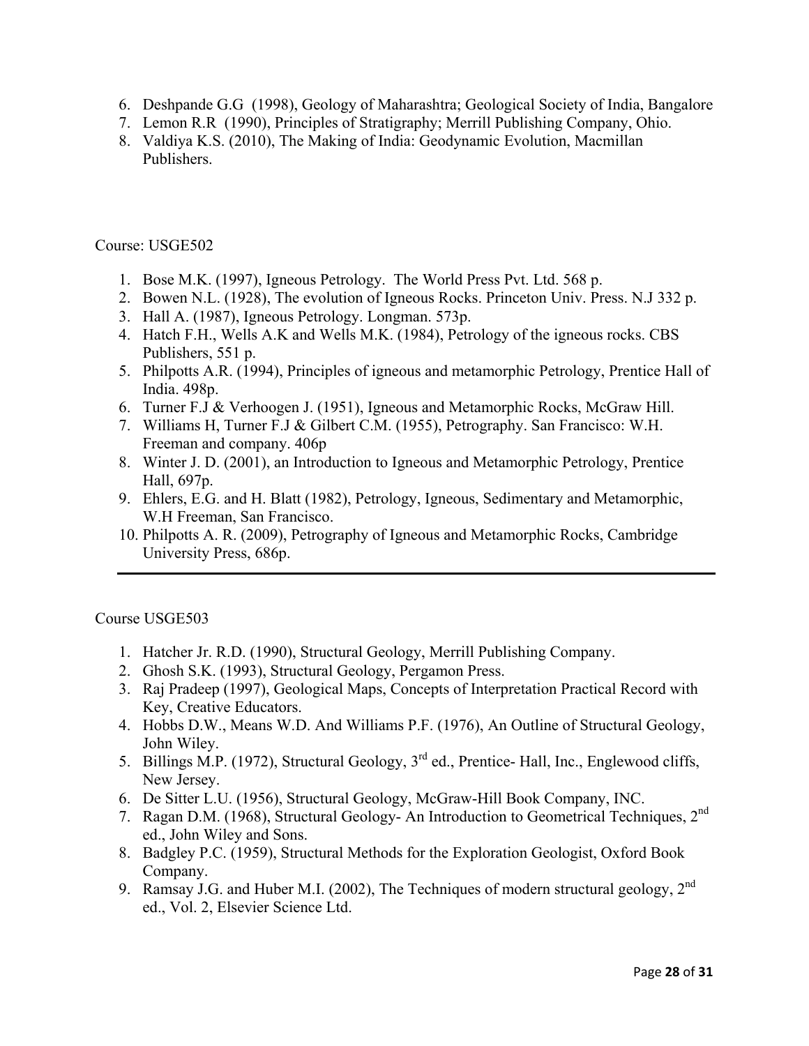6. Deshpande G.G (1998), Geology of Maharashtra; Geological Society of India, Bangalore
7. Lemon R.R (1990), Principles of Stratigraphy; Merrill Publishing Company, Ohio.
8. Valdiya K.S. (2010), The Making of India: Geodynamic Evolution, Macmillan Publishers.

Course: USGE502

1. Bose M.K. (1997), Igneous Petrology. The World Press Pvt. Ltd. 568 p.
2. Bowen N.L. (1928), The evolution of Igneous Rocks. Princeton Univ. Press. N.J 332 p.
3. Hall A. (1987), Igneous Petrology. Longman. 573p.
4. Hatch F.H., Wells A.K and Wells M.K. (1984), Petrology of the igneous rocks. CBS Publishers, 551 p.
5. Philpotts A.R. (1994), Principles of igneous and metamorphic Petrology, Prentice Hall of India. 498p.
6. Turner F.J & Verhoogen J. (1951), Igneous and Metamorphic Rocks, McGraw Hill.
7. Williams H, Turner F.J & Gilbert C.M. (1955), Petrography. San Francisco: W.H. Freeman and company. 406p
8. Winter J. D. (2001), an Introduction to Igneous and Metamorphic Petrology, Prentice Hall, 697p.
9. Ehlers, E.G. and H. Blatt (1982), Petrology, Igneous, Sedimentary and Metamorphic, W.H Freeman, San Francisco.
10. Philpotts A. R. (2009), Petrography of Igneous and Metamorphic Rocks, Cambridge University Press, 686p.

---

Course USGE503

1. Hatcher Jr. R.D. (1990), Structural Geology, Merrill Publishing Company.
2. Ghosh S.K. (1993), Structural Geology, Pergamon Press.
3. Raj Pradeep (1997), Geological Maps, Concepts of Interpretation Practical Record with Key, Creative Educators.
4. Hobbs D.W., Means W.D. And Williams P.F. (1976), An Outline of Structural Geology, John Wiley.
5. Billings M.P. (1972), Structural Geology, 3rd ed., Prentice- Hall, Inc., Englewood cliffs, New Jersey.
6. De Sitter L.U. (1956), Structural Geology, McGraw-Hill Book Company, INC.
7. Ragan D.M. (1968), Structural Geology- An Introduction to Geometrical Techniques, 2nd ed., John Wiley and Sons.
8. Badgley P.C. (1959), Structural Methods for the Exploration Geologist, Oxford Book Company.
9. Ramsay J.G. and Huber M.I. (2002), The Techniques of modern structural geology, 2nd ed., Vol. 2, Elsevier Science Ltd.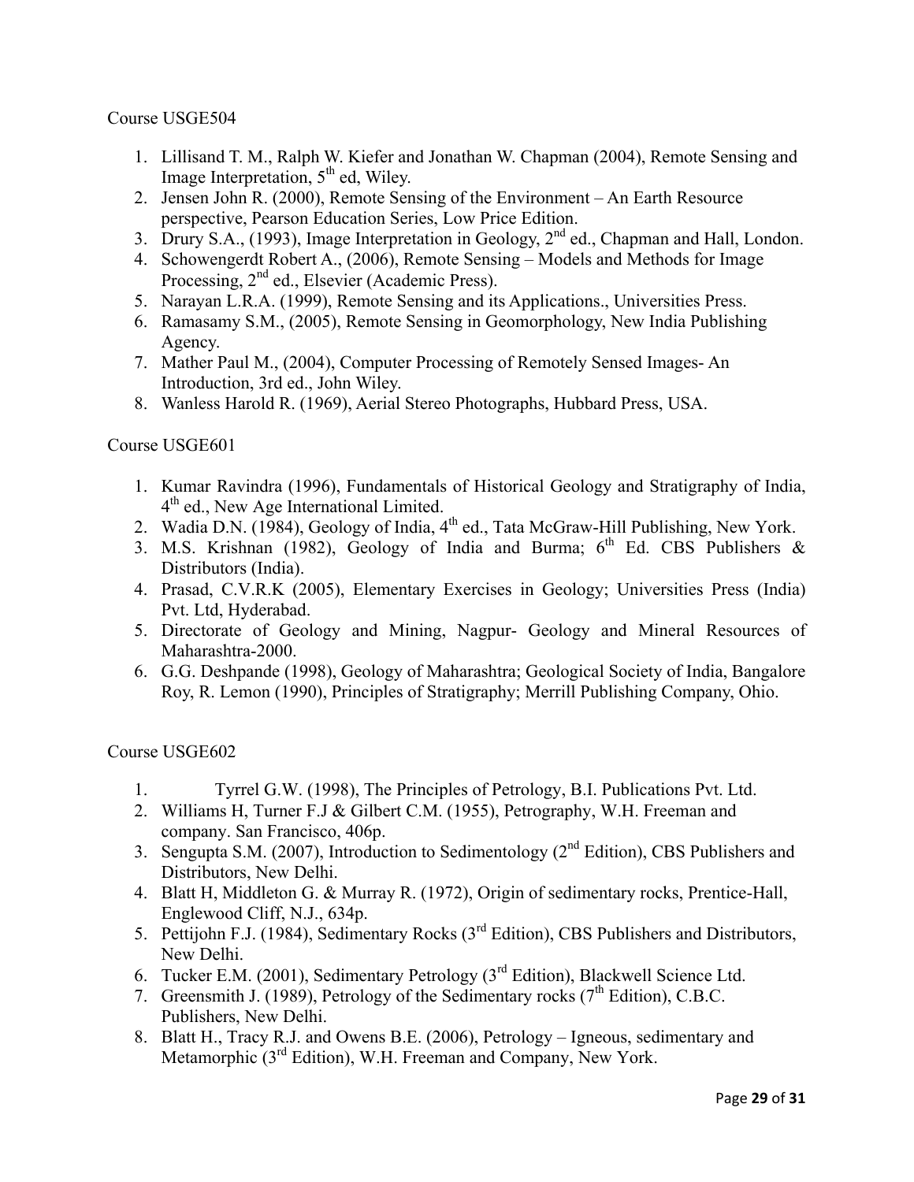Course USGE504

1. Lillisand T. M., Ralph W. Kiefer and Jonathan W. Chapman (2004), Remote Sensing and Image Interpretation, 5th ed, Wiley.
2. Jensen John R. (2000), Remote Sensing of the Environment – An Earth Resource perspective, Pearson Education Series, Low Price Edition.
3. Drury S.A., (1993), Image Interpretation in Geology, 2nd ed., Chapman and Hall, London.
4. Schowengerdt Robert A., (2006), Remote Sensing – Models and Methods for Image Processing, 2nd ed., Elsevier (Academic Press).
5. Narayan L.R.A. (1999), Remote Sensing and its Applications., Universities Press.
6. Ramasamy S.M., (2005), Remote Sensing in Geomorphology, New India Publishing Agency.
7. Mather Paul M., (2004), Computer Processing of Remotely Sensed Images- An Introduction, 3rd ed., John Wiley.
8. Wanless Harold R. (1969), Aerial Stereo Photographs, Hubbard Press, USA.

Course USGE601

1. Kumar Ravindra (1996), Fundamentals of Historical Geology and Stratigraphy of India, 4th ed., New Age International Limited.
2. Wadia D.N. (1984), Geology of India, 4th ed., Tata McGraw-Hill Publishing, New York.
3. M.S. Krishnan (1982), Geology of India and Burma; 6th Ed. CBS Publishers & Distributors (India).
4. Prasad, C.V.R.K (2005), Elementary Exercises in Geology; Universities Press (India) Pvt. Ltd, Hyderabad.
5. Directorate of Geology and Mining, Nagpur- Geology and Mineral Resources of Maharashtra-2000.
6. G.G. Deshpande (1998), Geology of Maharashtra; Geological Society of India, Bangalore Roy, R. Lemon (1990), Principles of Stratigraphy; Merrill Publishing Company, Ohio.

Course USGE602

1. Tyrrel G.W. (1998), The Principles of Petrology, B.I. Publications Pvt. Ltd.
2. Williams H, Turner F.J & Gilbert C.M. (1955), Petrography, W.H. Freeman and company. San Francisco, 406p.
3. Sengupta S.M. (2007), Introduction to Sedimentology (2nd Edition), CBS Publishers and Distributors, New Delhi.
4. Blatt H, Middleton G. & Murray R. (1972), Origin of sedimentary rocks, Prentice-Hall, Englewood Cliff, N.J., 634p.
5. Pettijohn F.J. (1984), Sedimentary Rocks (3rd Edition), CBS Publishers and Distributors, New Delhi.
6. Tucker E.M. (2001), Sedimentary Petrology (3rd Edition), Blackwell Science Ltd.
7. Greensmith J. (1989), Petrology of the Sedimentary rocks (7th Edition), C.B.C. Publishers, New Delhi.
8. Blatt H., Tracy R.J. and Owens B.E. (2006), Petrology – Igneous, sedimentary and Metamorphic (3rd Edition), W.H. Freeman and Company, New York.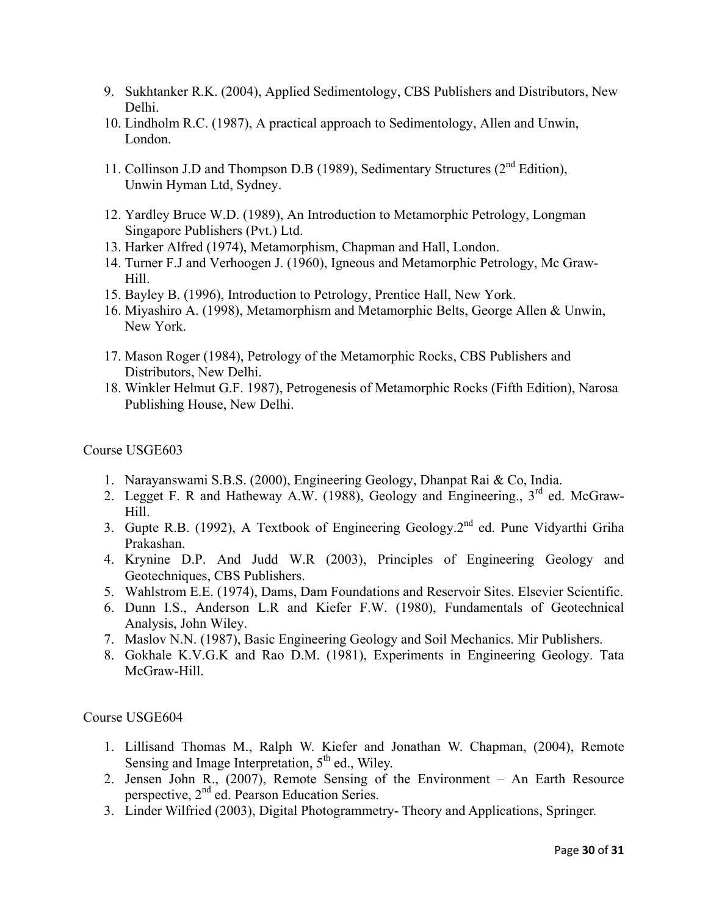9. Sukhtanker R.K. (2004), Applied Sedimentology, CBS Publishers and Distributors, New Delhi.
10. Lindholm R.C. (1987), A practical approach to Sedimentology, Allen and Unwin, London.
11. Collinson J.D and Thompson D.B (1989), Sedimentary Structures (2nd Edition), Unwin Hyman Ltd, Sydney.
12. Yardley Bruce W.D. (1989), An Introduction to Metamorphic Petrology, Longman Singapore Publishers (Pvt.) Ltd.
13. Harker Alfred (1974), Metamorphism, Chapman and Hall, London.
14. Turner F.J and Verhoogen J. (1960), Igneous and Metamorphic Petrology, Mc Graw-Hill.
15. Bayley B. (1996), Introduction to Petrology, Prentice Hall, New York.
16. Miyashiro A. (1998), Metamorphism and Metamorphic Belts, George Allen & Unwin, New York.
17. Mason Roger (1984), Petrology of the Metamorphic Rocks, CBS Publishers and Distributors, New Delhi.
18. Winkler Helmut G.F. 1987), Petrogenesis of Metamorphic Rocks (Fifth Edition), Narosa Publishing House, New Delhi.

Course USGE603

1. Narayanswami S.B.S. (2000), Engineering Geology, Dhanpat Rai & Co, India.
2. Legget F. R and Hatheway A.W. (1988), Geology and Engineering., 3rd ed. McGraw-Hill.
3. Gupte R.B. (1992), A Textbook of Engineering Geology.2nd ed. Pune Vidyarthi Griha Prakashan.
4. Krynine D.P. And Judd W.R (2003), Principles of Engineering Geology and Geotechniques, CBS Publishers.
5. Wahlstrom E.E. (1974), Dams, Dam Foundations and Reservoir Sites. Elsevier Scientific.
6. Dunn I.S., Anderson L.R and Kiefer F.W. (1980), Fundamentals of Geotechnical Analysis, John Wiley.
7. Maslov N.N. (1987), Basic Engineering Geology and Soil Mechanics. Mir Publishers.
8. Gokhale K.V.G.K and Rao D.M. (1981), Experiments in Engineering Geology. Tata McGraw-Hill.

Course USGE604

1. Lillisand Thomas M., Ralph W. Kiefer and Jonathan W. Chapman, (2004), Remote Sensing and Image Interpretation, 5th ed., Wiley.
2. Jensen John R., (2007), Remote Sensing of the Environment – An Earth Resource perspective, 2nd ed. Pearson Education Series.
3. Linder Wilfried (2003), Digital Photogrammetry- Theory and Applications, Springer.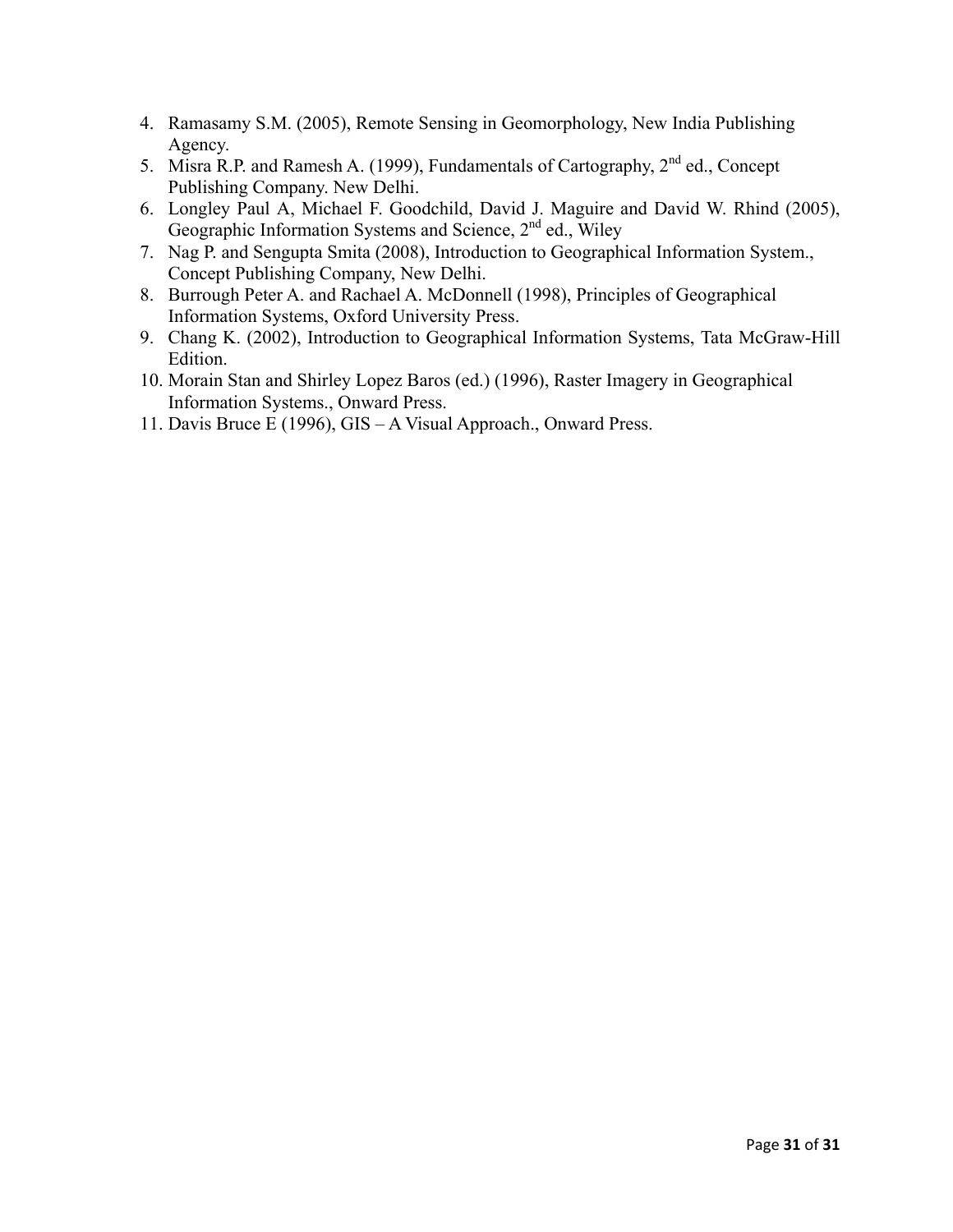4. Ramasamy S.M. (2005), Remote Sensing in Geomorphology, New India Publishing Agency.
5. Misra R.P. and Ramesh A. (1999), Fundamentals of Cartography, 2nd ed., Concept Publishing Company. New Delhi.
6. Longley Paul A, Michael F. Goodchild, David J. Maguire and David W. Rhind (2005), Geographic Information Systems and Science, 2nd ed., Wiley
7. Nag P. and Sengupta Smita (2008), Introduction to Geographical Information System., Concept Publishing Company, New Delhi.
8. Burrough Peter A. and Rachael A. McDonnell (1998), Principles of Geographical Information Systems, Oxford University Press.
9. Chang K. (2002), Introduction to Geographical Information Systems, Tata McGraw-Hill Edition.
10. Morain Stan and Shirley Lopez Baros (ed.) (1996), Raster Imagery in Geographical Information Systems., Onward Press.
11. Davis Bruce E (1996), GIS – A Visual Approach., Onward Press.